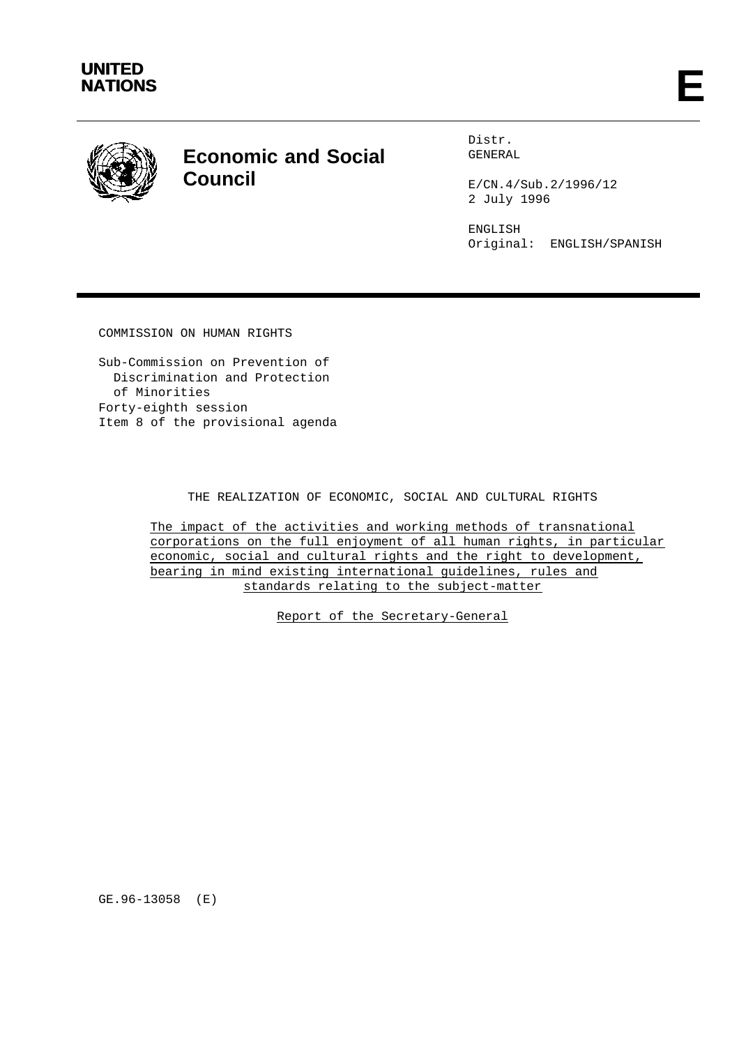**UNITED NATIONS**

**E**

# Economic and Social Council

Distr.
GENERAL

E/CN.4/Sub.2/1996/12
2 July 1996

ENGLISH
Original: ENGLISH/SPANISH

COMMISSION ON HUMAN RIGHTS

Sub-Commission on Prevention of Discrimination and Protection of Minorities
Forty-eighth session
Item 8 of the provisional agenda

THE REALIZATION OF ECONOMIC, SOCIAL AND CULTURAL RIGHTS

The impact of the activities and working methods of transnational corporations on the full enjoyment of all human rights, in particular economic, social and cultural rights and the right to development, bearing in mind existing international guidelines, rules and standards relating to the subject-matter

Report of the Secretary-General

GE.96-13058 (E)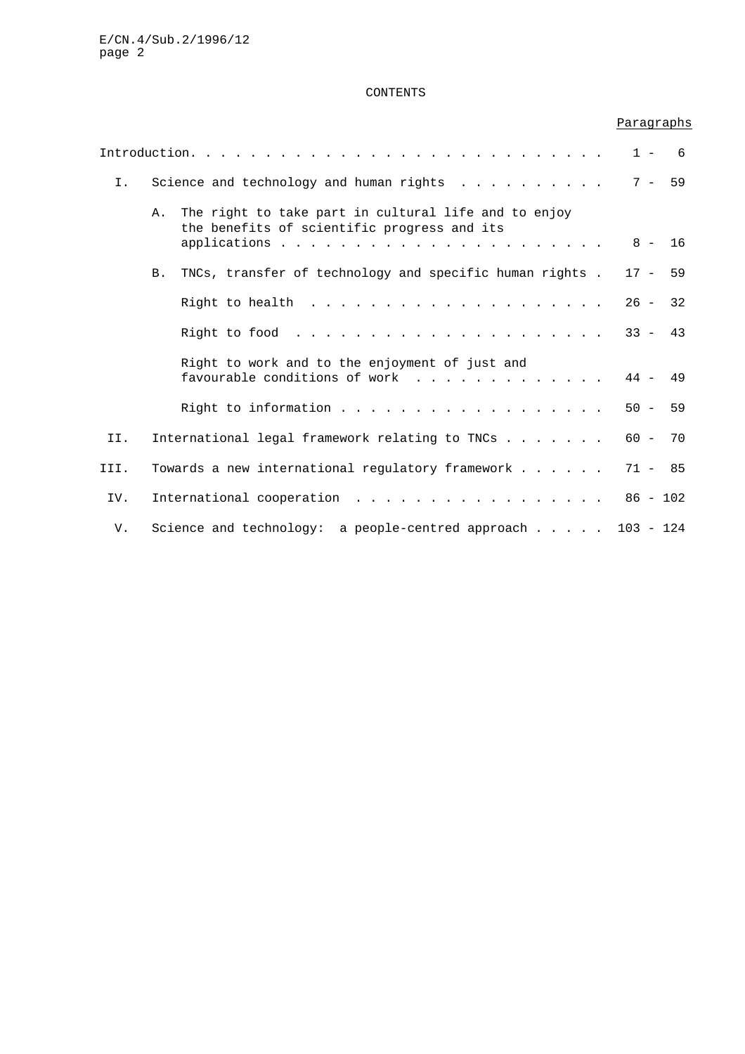CONTENTS

| | | Paragraphs |
|---|---|---|
| Introduction | | 1 - 6 |
| I. | Science and technology and human rights | 7 - 59 |
| | A. The right to take part in cultural life and to enjoy the benefits of scientific progress and its applications | 8 - 16 |
| | B. TNCs, transfer of technology and specific human rights | 17 - 59 |
| | Right to health | 26 - 32 |
| | Right to food | 33 - 43 |
| | Right to work and to the enjoyment of just and favourable conditions of work | 44 - 49 |
| | Right to information | 50 - 59 |
| II. | International legal framework relating to TNCs | 60 - 70 |
| III. | Towards a new international regulatory framework | 71 - 85 |
| IV. | International cooperation | 86 - 102 |
| V. | Science and technology: a people-centred approach | 103 - 124 |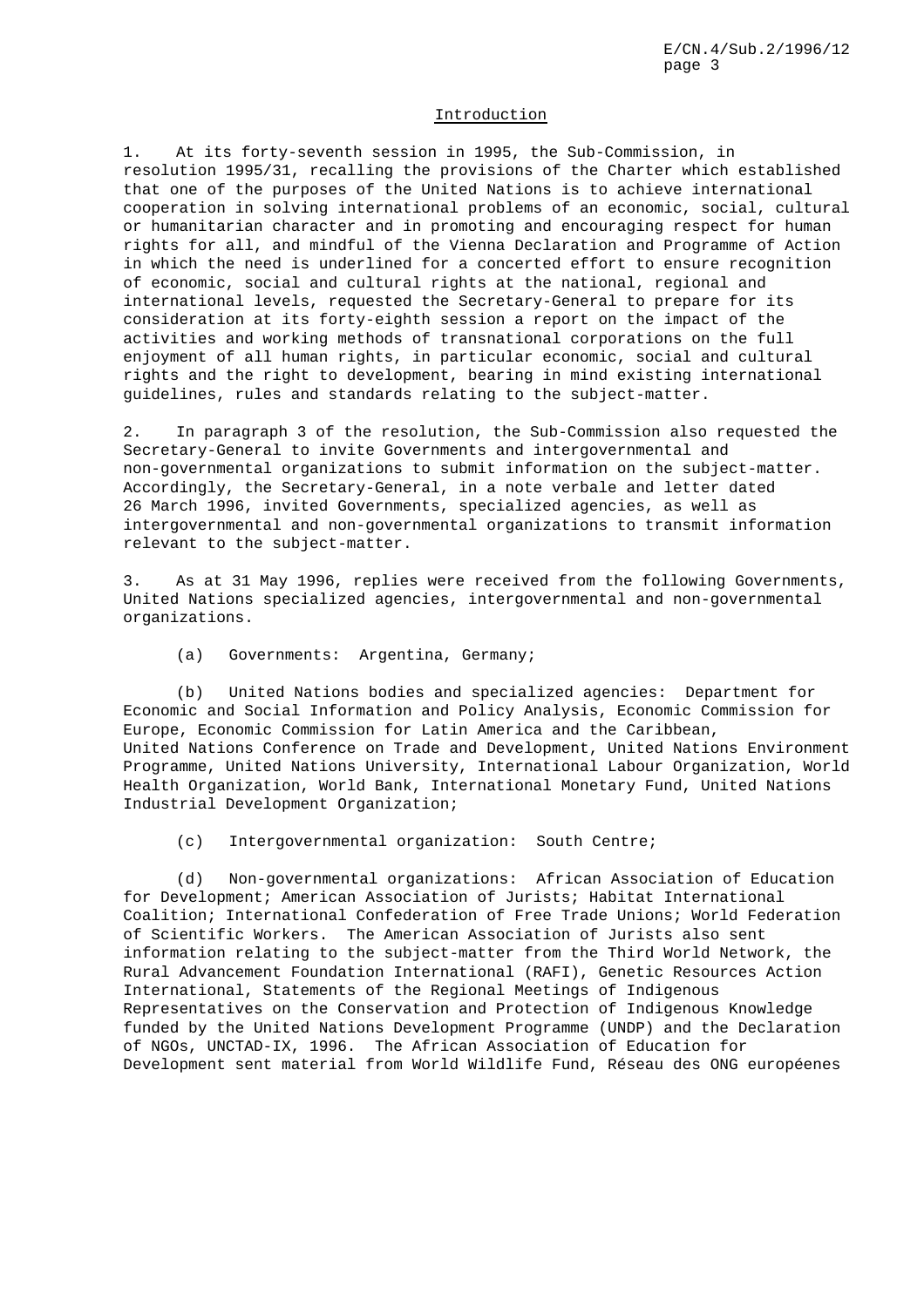## Introduction

1. At its forty-seventh session in 1995, the Sub-Commission, in resolution 1995/31, recalling the provisions of the Charter which established that one of the purposes of the United Nations is to achieve international cooperation in solving international problems of an economic, social, cultural or humanitarian character and in promoting and encouraging respect for human rights for all, and mindful of the Vienna Declaration and Programme of Action in which the need is underlined for a concerted effort to ensure recognition of economic, social and cultural rights at the national, regional and international levels, requested the Secretary-General to prepare for its consideration at its forty-eighth session a report on the impact of the activities and working methods of transnational corporations on the full enjoyment of all human rights, in particular economic, social and cultural rights and the right to development, bearing in mind existing international guidelines, rules and standards relating to the subject-matter.

2. In paragraph 3 of the resolution, the Sub-Commission also requested the Secretary-General to invite Governments and intergovernmental and non-governmental organizations to submit information on the subject-matter. Accordingly, the Secretary-General, in a note verbale and letter dated 26 March 1996, invited Governments, specialized agencies, as well as intergovernmental and non-governmental organizations to transmit information relevant to the subject-matter.

3. As at 31 May 1996, replies were received from the following Governments, United Nations specialized agencies, intergovernmental and non-governmental organizations.

(a) Governments: Argentina, Germany;

(b) United Nations bodies and specialized agencies: Department for Economic and Social Information and Policy Analysis, Economic Commission for Europe, Economic Commission for Latin America and the Caribbean, United Nations Conference on Trade and Development, United Nations Environment Programme, United Nations University, International Labour Organization, World Health Organization, World Bank, International Monetary Fund, United Nations Industrial Development Organization;

(c) Intergovernmental organization: South Centre;

(d) Non-governmental organizations: African Association of Education for Development; American Association of Jurists; Habitat International Coalition; International Confederation of Free Trade Unions; World Federation of Scientific Workers. The American Association of Jurists also sent information relating to the subject-matter from the Third World Network, the Rural Advancement Foundation International (RAFI), Genetic Resources Action International, Statements of the Regional Meetings of Indigenous Representatives on the Conservation and Protection of Indigenous Knowledge funded by the United Nations Development Programme (UNDP) and the Declaration of NGOs, UNCTAD-IX, 1996. The African Association of Education for Development sent material from World Wildlife Fund, Réseau des ONG européenes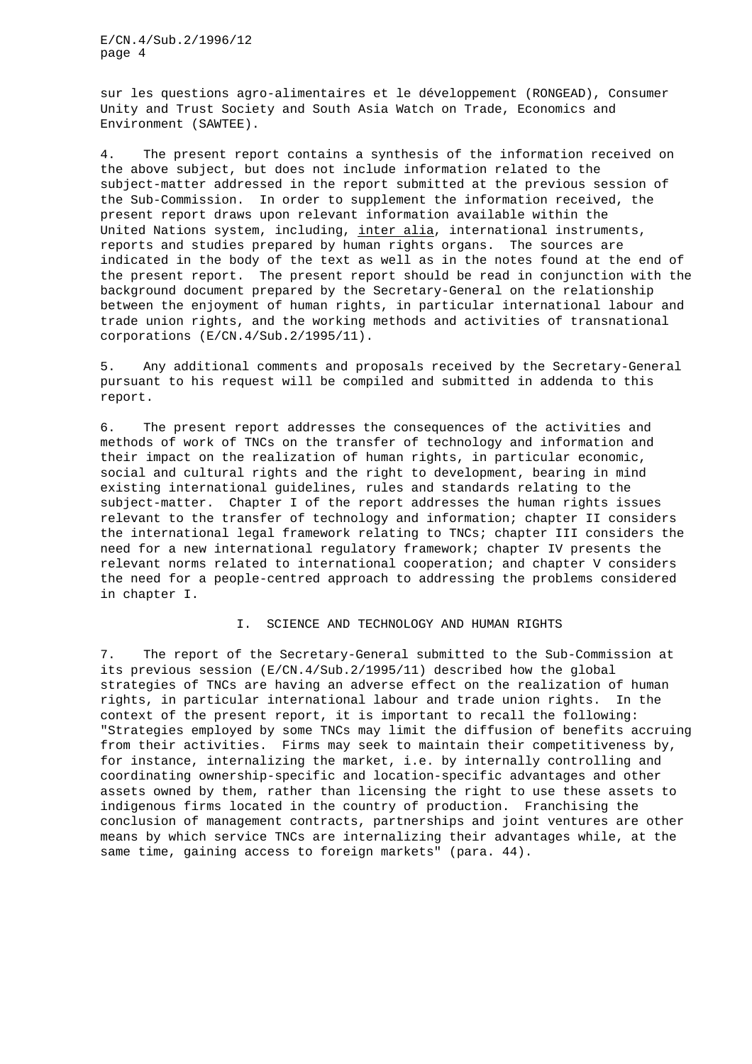sur les questions agro-alimentaires et le développement (RONGEAD), Consumer Unity and Trust Society and South Asia Watch on Trade, Economics and Environment (SAWTEE).

4. The present report contains a synthesis of the information received on the above subject, but does not include information related to the subject-matter addressed in the report submitted at the previous session of the Sub-Commission. In order to supplement the information received, the present report draws upon relevant information available within the United Nations system, including, inter alia, international instruments, reports and studies prepared by human rights organs. The sources are indicated in the body of the text as well as in the notes found at the end of the present report. The present report should be read in conjunction with the background document prepared by the Secretary-General on the relationship between the enjoyment of human rights, in particular international labour and trade union rights, and the working methods and activities of transnational corporations (E/CN.4/Sub.2/1995/11).

5. Any additional comments and proposals received by the Secretary-General pursuant to his request will be compiled and submitted in addenda to this report.

6. The present report addresses the consequences of the activities and methods of work of TNCs on the transfer of technology and information and their impact on the realization of human rights, in particular economic, social and cultural rights and the right to development, bearing in mind existing international guidelines, rules and standards relating to the subject-matter. Chapter I of the report addresses the human rights issues relevant to the transfer of technology and information; chapter II considers the international legal framework relating to TNCs; chapter III considers the need for a new international regulatory framework; chapter IV presents the relevant norms related to international cooperation; and chapter V considers the need for a people-centred approach to addressing the problems considered in chapter I.

## I. SCIENCE AND TECHNOLOGY AND HUMAN RIGHTS

7. The report of the Secretary-General submitted to the Sub-Commission at its previous session (E/CN.4/Sub.2/1995/11) described how the global strategies of TNCs are having an adverse effect on the realization of human rights, in particular international labour and trade union rights. In the context of the present report, it is important to recall the following: "Strategies employed by some TNCs may limit the diffusion of benefits accruing from their activities. Firms may seek to maintain their competitiveness by, for instance, internalizing the market, i.e. by internally controlling and coordinating ownership-specific and location-specific advantages and other assets owned by them, rather than licensing the right to use these assets to indigenous firms located in the country of production. Franchising the conclusion of management contracts, partnerships and joint ventures are other means by which service TNCs are internalizing their advantages while, at the same time, gaining access to foreign markets" (para. 44).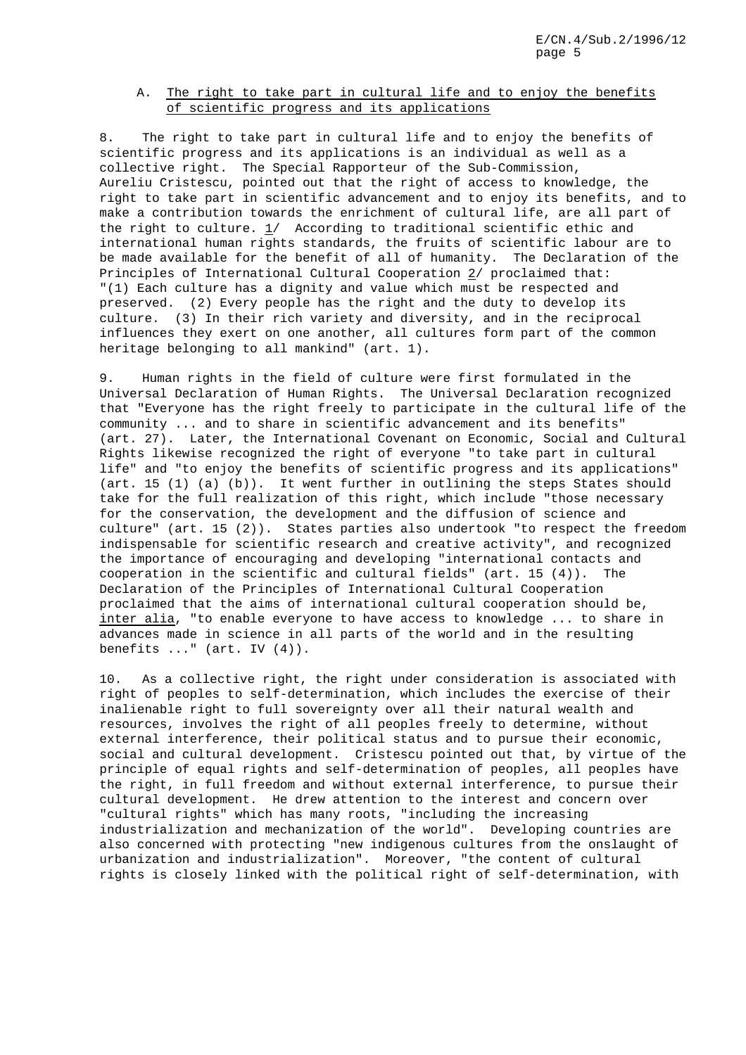## A. <u>The right to take part in cultural life and to enjoy the benefits of scientific progress and its applications</u>

8. The right to take part in cultural life and to enjoy the benefits of scientific progress and its applications is an individual as well as a collective right. The Special Rapporteur of the Sub-Commission, Aureliu Cristescu, pointed out that the right of access to knowledge, the right to take part in scientific advancement and to enjoy its benefits, and to make a contribution towards the enrichment of cultural life, are all part of the right to culture. 1/ According to traditional scientific ethic and international human rights standards, the fruits of scientific labour are to be made available for the benefit of all of humanity. The Declaration of the Principles of International Cultural Cooperation 2/ proclaimed that: "(1) Each culture has a dignity and value which must be respected and preserved. (2) Every people has the right and the duty to develop its culture. (3) In their rich variety and diversity, and in the reciprocal influences they exert on one another, all cultures form part of the common heritage belonging to all mankind" (art. 1).

9. Human rights in the field of culture were first formulated in the Universal Declaration of Human Rights. The Universal Declaration recognized that "Everyone has the right freely to participate in the cultural life of the community ... and to share in scientific advancement and its benefits" (art. 27). Later, the International Covenant on Economic, Social and Cultural Rights likewise recognized the right of everyone "to take part in cultural life" and "to enjoy the benefits of scientific progress and its applications" (art. 15 (1) (a) (b)). It went further in outlining the steps States should take for the full realization of this right, which include "those necessary for the conservation, the development and the diffusion of science and culture" (art. 15 (2)). States parties also undertook "to respect the freedom indispensable for scientific research and creative activity", and recognized the importance of encouraging and developing "international contacts and cooperation in the scientific and cultural fields" (art. 15 (4)). The Declaration of the Principles of International Cultural Cooperation proclaimed that the aims of international cultural cooperation should be, *inter alia*, "to enable everyone to have access to knowledge ... to share in advances made in science in all parts of the world and in the resulting benefits ..." (art. IV (4)).

10. As a collective right, the right under consideration is associated with right of peoples to self-determination, which includes the exercise of their inalienable right to full sovereignty over all their natural wealth and resources, involves the right of all peoples freely to determine, without external interference, their political status and to pursue their economic, social and cultural development. Cristescu pointed out that, by virtue of the principle of equal rights and self-determination of peoples, all peoples have the right, in full freedom and without external interference, to pursue their cultural development. He drew attention to the interest and concern over "cultural rights" which has many roots, "including the increasing industrialization and mechanization of the world". Developing countries are also concerned with protecting "new indigenous cultures from the onslaught of urbanization and industrialization". Moreover, "the content of cultural rights is closely linked with the political right of self-determination, with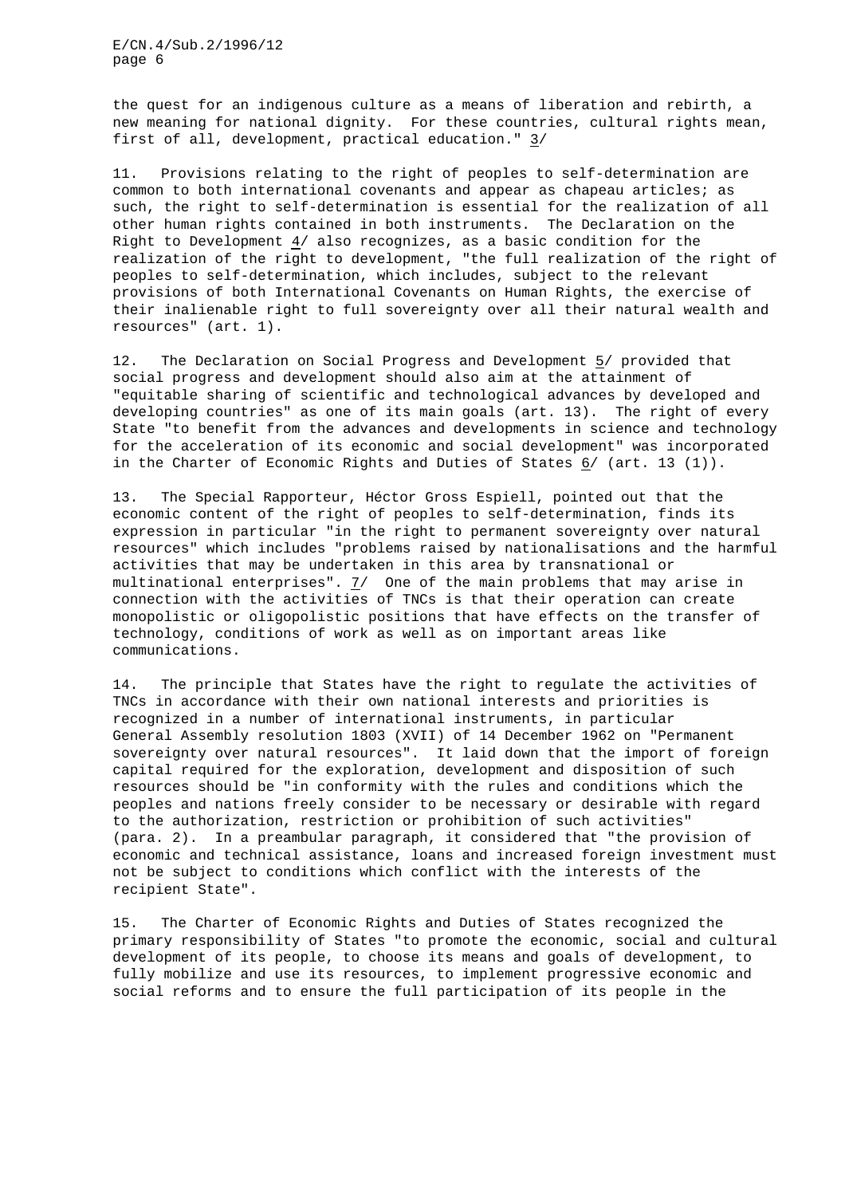the quest for an indigenous culture as a means of liberation and rebirth, a new meaning for national dignity. For these countries, cultural rights mean, first of all, development, practical education." 3/

11. Provisions relating to the right of peoples to self-determination are common to both international covenants and appear as chapeau articles; as such, the right to self-determination is essential for the realization of all other human rights contained in both instruments. The Declaration on the Right to Development 4/ also recognizes, as a basic condition for the realization of the right to development, "the full realization of the right of peoples to self-determination, which includes, subject to the relevant provisions of both International Covenants on Human Rights, the exercise of their inalienable right to full sovereignty over all their natural wealth and resources" (art. 1).

12. The Declaration on Social Progress and Development 5/ provided that social progress and development should also aim at the attainment of "equitable sharing of scientific and technological advances by developed and developing countries" as one of its main goals (art. 13). The right of every State "to benefit from the advances and developments in science and technology for the acceleration of its economic and social development" was incorporated in the Charter of Economic Rights and Duties of States 6/ (art. 13 (1)).

13. The Special Rapporteur, Héctor Gross Espiell, pointed out that the economic content of the right of peoples to self-determination, finds its expression in particular "in the right to permanent sovereignty over natural resources" which includes "problems raised by nationalisations and the harmful activities that may be undertaken in this area by transnational or multinational enterprises". 7/ One of the main problems that may arise in connection with the activities of TNCs is that their operation can create monopolistic or oligopolistic positions that have effects on the transfer of technology, conditions of work as well as on important areas like communications.

14. The principle that States have the right to regulate the activities of TNCs in accordance with their own national interests and priorities is recognized in a number of international instruments, in particular General Assembly resolution 1803 (XVII) of 14 December 1962 on "Permanent sovereignty over natural resources". It laid down that the import of foreign capital required for the exploration, development and disposition of such resources should be "in conformity with the rules and conditions which the peoples and nations freely consider to be necessary or desirable with regard to the authorization, restriction or prohibition of such activities" (para. 2). In a preambular paragraph, it considered that "the provision of economic and technical assistance, loans and increased foreign investment must not be subject to conditions which conflict with the interests of the recipient State".

15. The Charter of Economic Rights and Duties of States recognized the primary responsibility of States "to promote the economic, social and cultural development of its people, to choose its means and goals of development, to fully mobilize and use its resources, to implement progressive economic and social reforms and to ensure the full participation of its people in the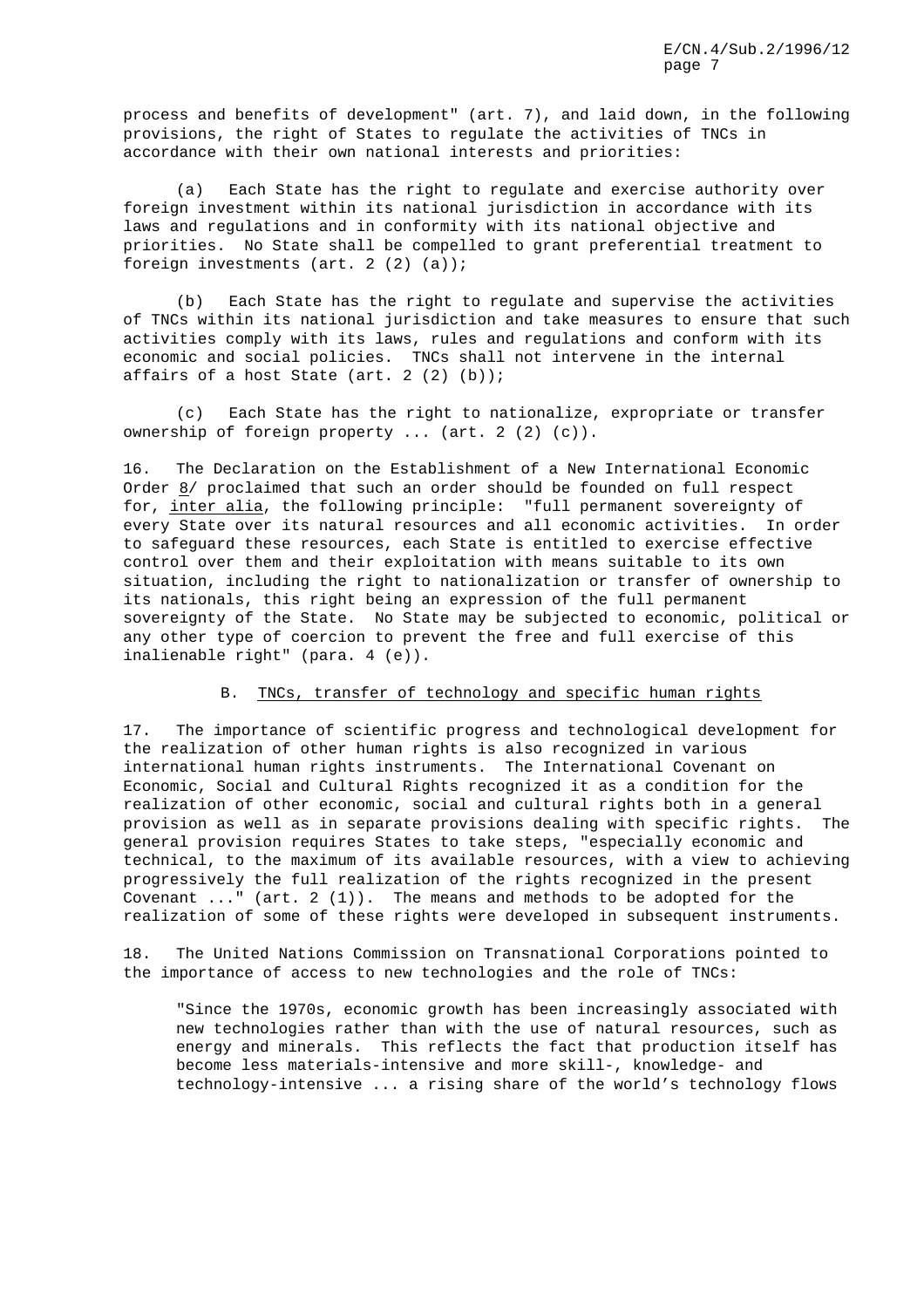process and benefits of development" (art. 7), and laid down, in the following provisions, the right of States to regulate the activities of TNCs in accordance with their own national interests and priorities:

(a) Each State has the right to regulate and exercise authority over foreign investment within its national jurisdiction in accordance with its laws and regulations and in conformity with its national objective and priorities. No State shall be compelled to grant preferential treatment to foreign investments (art. 2 (2) (a));

(b) Each State has the right to regulate and supervise the activities of TNCs within its national jurisdiction and take measures to ensure that such activities comply with its laws, rules and regulations and conform with its economic and social policies. TNCs shall not intervene in the internal affairs of a host State (art. 2 (2) (b));

(c) Each State has the right to nationalize, expropriate or transfer ownership of foreign property ... (art. 2 (2) (c)).

16. The Declaration on the Establishment of a New International Economic Order 8/ proclaimed that such an order should be founded on full respect for, *inter alia*, the following principle: "full permanent sovereignty of every State over its natural resources and all economic activities. In order to safeguard these resources, each State is entitled to exercise effective control over them and their exploitation with means suitable to its own situation, including the right to nationalization or transfer of ownership to its nationals, this right being an expression of the full permanent sovereignty of the State. No State may be subjected to economic, political or any other type of coercion to prevent the free and full exercise of this inalienable right" (para. 4 (e)).

### B. TNCs, transfer of technology and specific human rights

17. The importance of scientific progress and technological development for the realization of other human rights is also recognized in various international human rights instruments. The International Covenant on Economic, Social and Cultural Rights recognized it as a condition for the realization of other economic, social and cultural rights both in a general provision as well as in separate provisions dealing with specific rights. The general provision requires States to take steps, "especially economic and technical, to the maximum of its available resources, with a view to achieving progressively the full realization of the rights recognized in the present Covenant ..." (art. 2 (1)). The means and methods to be adopted for the realization of some of these rights were developed in subsequent instruments.

18. The United Nations Commission on Transnational Corporations pointed to the importance of access to new technologies and the role of TNCs:

> "Since the 1970s, economic growth has been increasingly associated with new technologies rather than with the use of natural resources, such as energy and minerals. This reflects the fact that production itself has become less materials-intensive and more skill-, knowledge- and technology-intensive ... a rising share of the world's technology flows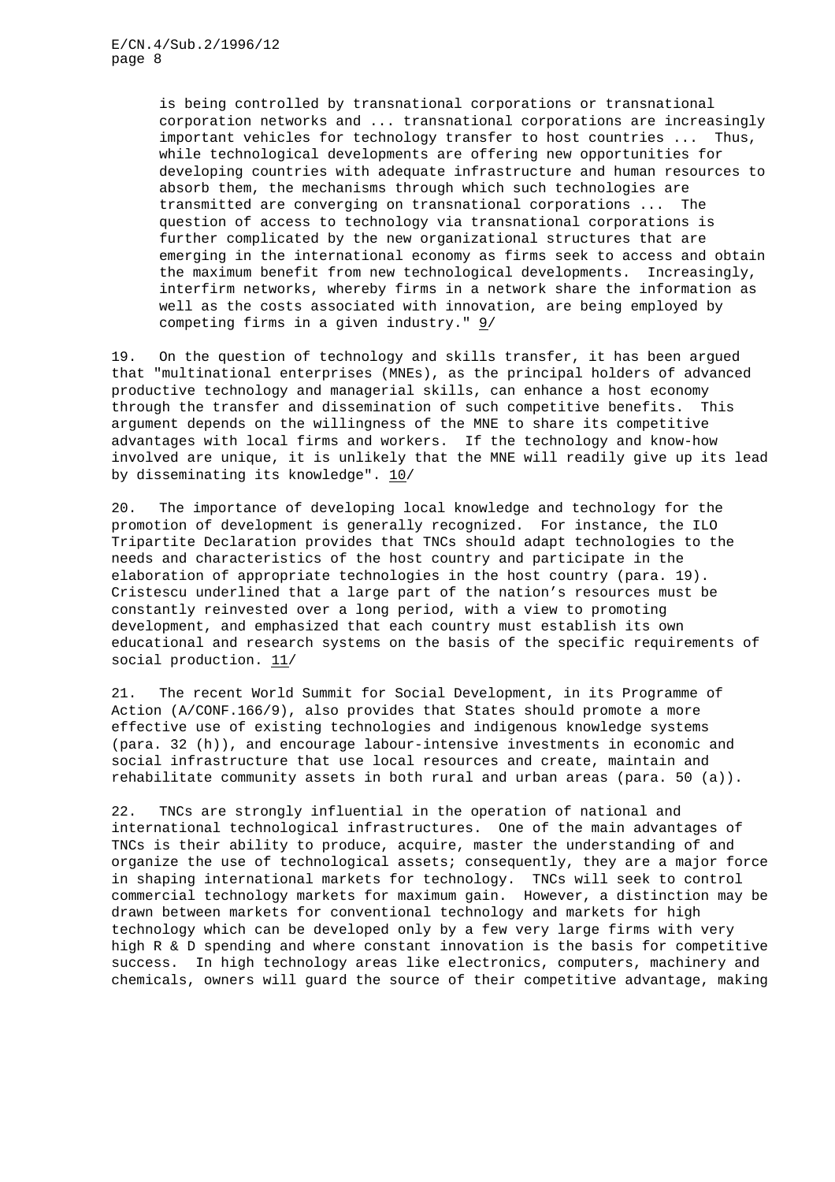> is being controlled by transnational corporations or transnational corporation networks and ... transnational corporations are increasingly important vehicles for technology transfer to host countries ... Thus, while technological developments are offering new opportunities for developing countries with adequate infrastructure and human resources to absorb them, the mechanisms through which such technologies are transmitted are converging on transnational corporations ... The question of access to technology via transnational corporations is further complicated by the new organizational structures that are emerging in the international economy as firms seek to access and obtain the maximum benefit from new technological developments. Increasingly, interfirm networks, whereby firms in a network share the information as well as the costs associated with innovation, are being employed by competing firms in a given industry." 9/

19. On the question of technology and skills transfer, it has been argued that "multinational enterprises (MNEs), as the principal holders of advanced productive technology and managerial skills, can enhance a host economy through the transfer and dissemination of such competitive benefits. This argument depends on the willingness of the MNE to share its competitive advantages with local firms and workers. If the technology and know-how involved are unique, it is unlikely that the MNE will readily give up its lead by disseminating its knowledge". 10/

20. The importance of developing local knowledge and technology for the promotion of development is generally recognized. For instance, the ILO Tripartite Declaration provides that TNCs should adapt technologies to the needs and characteristics of the host country and participate in the elaboration of appropriate technologies in the host country (para. 19). Cristescu underlined that a large part of the nation's resources must be constantly reinvested over a long period, with a view to promoting development, and emphasized that each country must establish its own educational and research systems on the basis of the specific requirements of social production. 11/

21. The recent World Summit for Social Development, in its Programme of Action (A/CONF.166/9), also provides that States should promote a more effective use of existing technologies and indigenous knowledge systems (para. 32 (h)), and encourage labour-intensive investments in economic and social infrastructure that use local resources and create, maintain and rehabilitate community assets in both rural and urban areas (para. 50 (a)).

22. TNCs are strongly influential in the operation of national and international technological infrastructures. One of the main advantages of TNCs is their ability to produce, acquire, master the understanding of and organize the use of technological assets; consequently, they are a major force in shaping international markets for technology. TNCs will seek to control commercial technology markets for maximum gain. However, a distinction may be drawn between markets for conventional technology and markets for high technology which can be developed only by a few very large firms with very high R & D spending and where constant innovation is the basis for competitive success. In high technology areas like electronics, computers, machinery and chemicals, owners will guard the source of their competitive advantage, making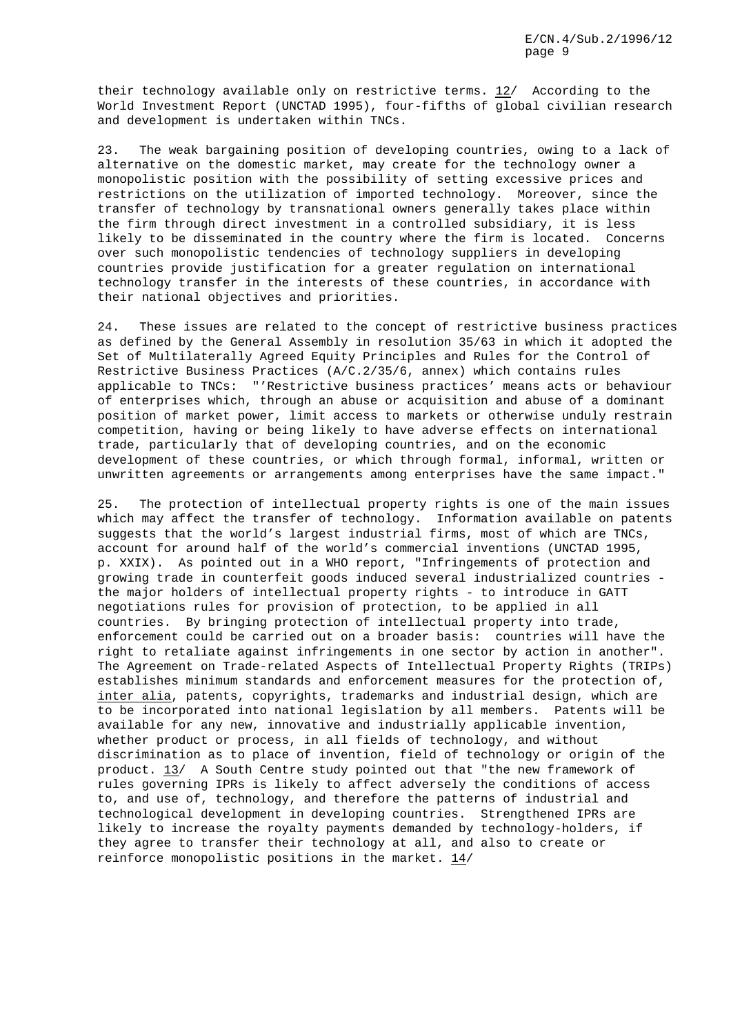their technology available only on restrictive terms. 12/ According to the World Investment Report (UNCTAD 1995), four-fifths of global civilian research and development is undertaken within TNCs.

23. The weak bargaining position of developing countries, owing to a lack of alternative on the domestic market, may create for the technology owner a monopolistic position with the possibility of setting excessive prices and restrictions on the utilization of imported technology. Moreover, since the transfer of technology by transnational owners generally takes place within the firm through direct investment in a controlled subsidiary, it is less likely to be disseminated in the country where the firm is located. Concerns over such monopolistic tendencies of technology suppliers in developing countries provide justification for a greater regulation on international technology transfer in the interests of these countries, in accordance with their national objectives and priorities.

24. These issues are related to the concept of restrictive business practices as defined by the General Assembly in resolution 35/63 in which it adopted the Set of Multilaterally Agreed Equity Principles and Rules for the Control of Restrictive Business Practices (A/C.2/35/6, annex) which contains rules applicable to TNCs: "'Restrictive business practices' means acts or behaviour of enterprises which, through an abuse or acquisition and abuse of a dominant position of market power, limit access to markets or otherwise unduly restrain competition, having or being likely to have adverse effects on international trade, particularly that of developing countries, and on the economic development of these countries, or which through formal, informal, written or unwritten agreements or arrangements among enterprises have the same impact."

25. The protection of intellectual property rights is one of the main issues which may affect the transfer of technology. Information available on patents suggests that the world's largest industrial firms, most of which are TNCs, account for around half of the world's commercial inventions (UNCTAD 1995, p. XXIX). As pointed out in a WHO report, "Infringements of protection and growing trade in counterfeit goods induced several industrialized countries - the major holders of intellectual property rights - to introduce in GATT negotiations rules for provision of protection, to be applied in all countries. By bringing protection of intellectual property into trade, enforcement could be carried out on a broader basis: countries will have the right to retaliate against infringements in one sector by action in another". The Agreement on Trade-related Aspects of Intellectual Property Rights (TRIPs) establishes minimum standards and enforcement measures for the protection of, inter alia, patents, copyrights, trademarks and industrial design, which are to be incorporated into national legislation by all members. Patents will be available for any new, innovative and industrially applicable invention, whether product or process, in all fields of technology, and without discrimination as to place of invention, field of technology or origin of the product. 13/ A South Centre study pointed out that "the new framework of rules governing IPRs is likely to affect adversely the conditions of access to, and use of, technology, and therefore the patterns of industrial and technological development in developing countries. Strengthened IPRs are likely to increase the royalty payments demanded by technology-holders, if they agree to transfer their technology at all, and also to create or reinforce monopolistic positions in the market. 14/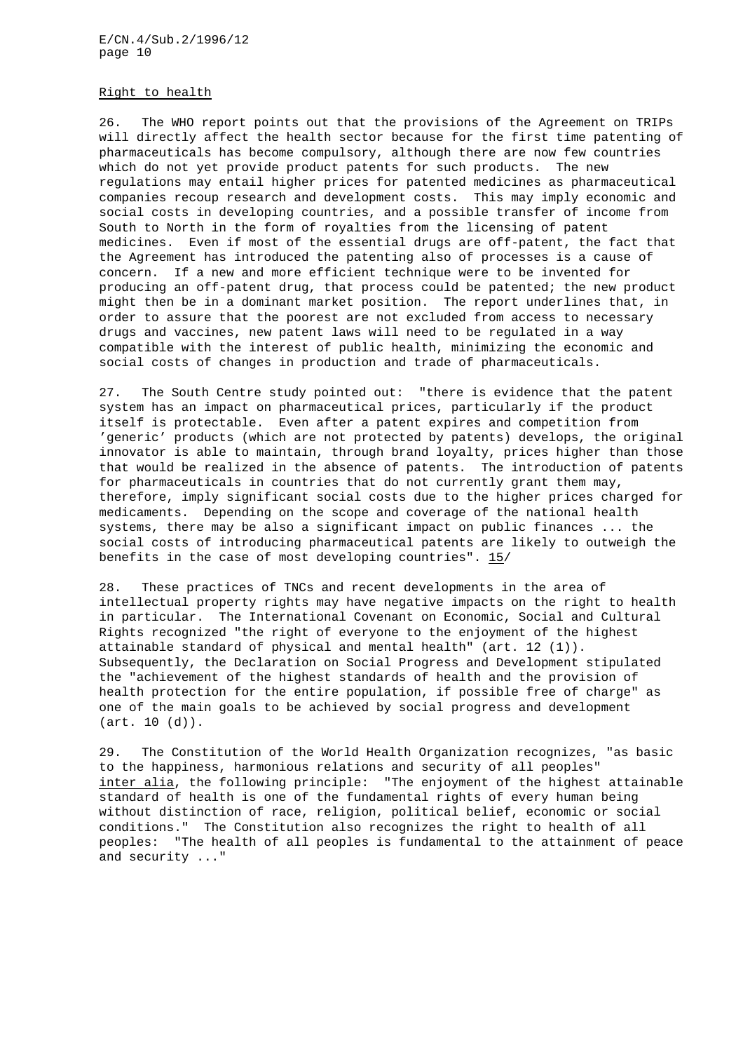Right to health

26. The WHO report points out that the provisions of the Agreement on TRIPs will directly affect the health sector because for the first time patenting of pharmaceuticals has become compulsory, although there are now few countries which do not yet provide product patents for such products. The new regulations may entail higher prices for patented medicines as pharmaceutical companies recoup research and development costs. This may imply economic and social costs in developing countries, and a possible transfer of income from South to North in the form of royalties from the licensing of patent medicines. Even if most of the essential drugs are off-patent, the fact that the Agreement has introduced the patenting also of processes is a cause of concern. If a new and more efficient technique were to be invented for producing an off-patent drug, that process could be patented; the new product might then be in a dominant market position. The report underlines that, in order to assure that the poorest are not excluded from access to necessary drugs and vaccines, new patent laws will need to be regulated in a way compatible with the interest of public health, minimizing the economic and social costs of changes in production and trade of pharmaceuticals.

27. The South Centre study pointed out: "there is evidence that the patent system has an impact on pharmaceutical prices, particularly if the product itself is protectable. Even after a patent expires and competition from 'generic' products (which are not protected by patents) develops, the original innovator is able to maintain, through brand loyalty, prices higher than those that would be realized in the absence of patents. The introduction of patents for pharmaceuticals in countries that do not currently grant them may, therefore, imply significant social costs due to the higher prices charged for medicaments. Depending on the scope and coverage of the national health systems, there may be also a significant impact on public finances ... the social costs of introducing pharmaceutical patents are likely to outweigh the benefits in the case of most developing countries". 15/

28. These practices of TNCs and recent developments in the area of intellectual property rights may have negative impacts on the right to health in particular. The International Covenant on Economic, Social and Cultural Rights recognized "the right of everyone to the enjoyment of the highest attainable standard of physical and mental health" (art. 12 (1)). Subsequently, the Declaration on Social Progress and Development stipulated the "achievement of the highest standards of health and the provision of health protection for the entire population, if possible free of charge" as one of the main goals to be achieved by social progress and development (art. 10 (d)).

29. The Constitution of the World Health Organization recognizes, "as basic to the happiness, harmonious relations and security of all peoples" *inter alia*, the following principle: "The enjoyment of the highest attainable standard of health is one of the fundamental rights of every human being without distinction of race, religion, political belief, economic or social conditions." The Constitution also recognizes the right to health of all peoples: "The health of all peoples is fundamental to the attainment of peace and security ..."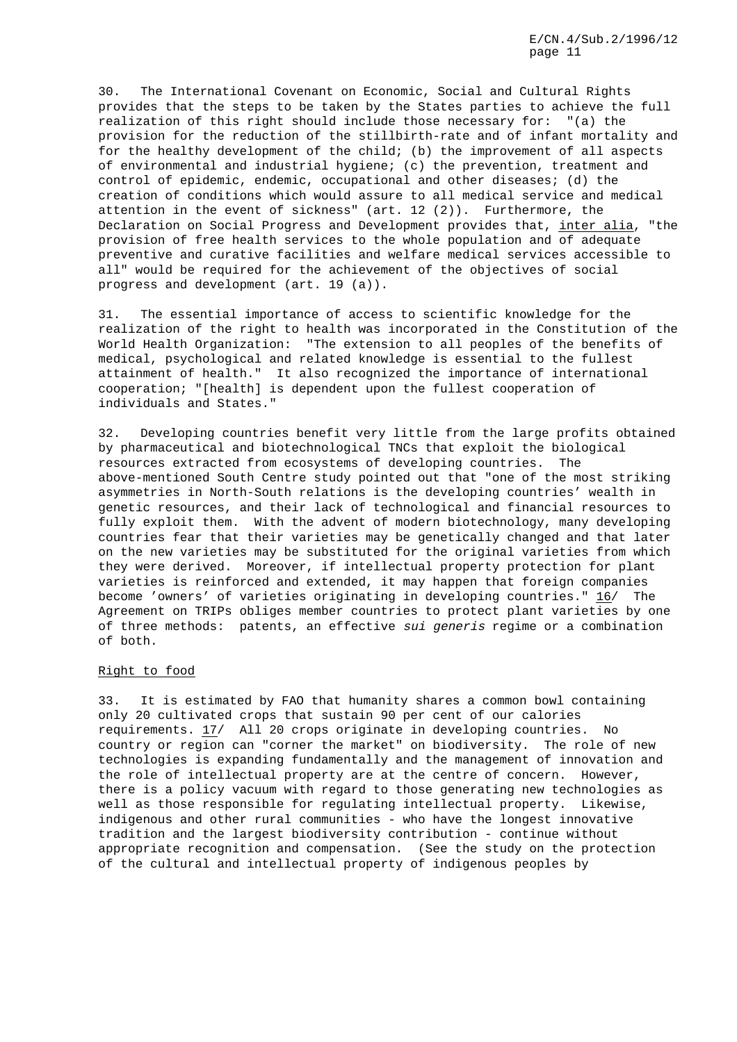30. The International Covenant on Economic, Social and Cultural Rights provides that the steps to be taken by the States parties to achieve the full realization of this right should include those necessary for: "(a) the provision for the reduction of the stillbirth-rate and of infant mortality and for the healthy development of the child; (b) the improvement of all aspects of environmental and industrial hygiene; (c) the prevention, treatment and control of epidemic, endemic, occupational and other diseases; (d) the creation of conditions which would assure to all medical service and medical attention in the event of sickness" (art. 12 (2)). Furthermore, the Declaration on Social Progress and Development provides that, inter alia, "the provision of free health services to the whole population and of adequate preventive and curative facilities and welfare medical services accessible to all" would be required for the achievement of the objectives of social progress and development (art. 19 (a)).

31. The essential importance of access to scientific knowledge for the realization of the right to health was incorporated in the Constitution of the World Health Organization: "The extension to all peoples of the benefits of medical, psychological and related knowledge is essential to the fullest attainment of health." It also recognized the importance of international cooperation; "[health] is dependent upon the fullest cooperation of individuals and States."

32. Developing countries benefit very little from the large profits obtained by pharmaceutical and biotechnological TNCs that exploit the biological resources extracted from ecosystems of developing countries. The above-mentioned South Centre study pointed out that "one of the most striking asymmetries in North-South relations is the developing countries' wealth in genetic resources, and their lack of technological and financial resources to fully exploit them. With the advent of modern biotechnology, many developing countries fear that their varieties may be genetically changed and that later on the new varieties may be substituted for the original varieties from which they were derived. Moreover, if intellectual property protection for plant varieties is reinforced and extended, it may happen that foreign companies become 'owners' of varieties originating in developing countries." 16/ The Agreement on TRIPs obliges member countries to protect plant varieties by one of three methods: patents, an effective *sui generis* regime or a combination of both.

## Right to food

33. It is estimated by FAO that humanity shares a common bowl containing only 20 cultivated crops that sustain 90 per cent of our calories requirements. 17/ All 20 crops originate in developing countries. No country or region can "corner the market" on biodiversity. The role of new technologies is expanding fundamentally and the management of innovation and the role of intellectual property are at the centre of concern. However, there is a policy vacuum with regard to those generating new technologies as well as those responsible for regulating intellectual property. Likewise, indigenous and other rural communities - who have the longest innovative tradition and the largest biodiversity contribution - continue without appropriate recognition and compensation. (See the study on the protection of the cultural and intellectual property of indigenous peoples by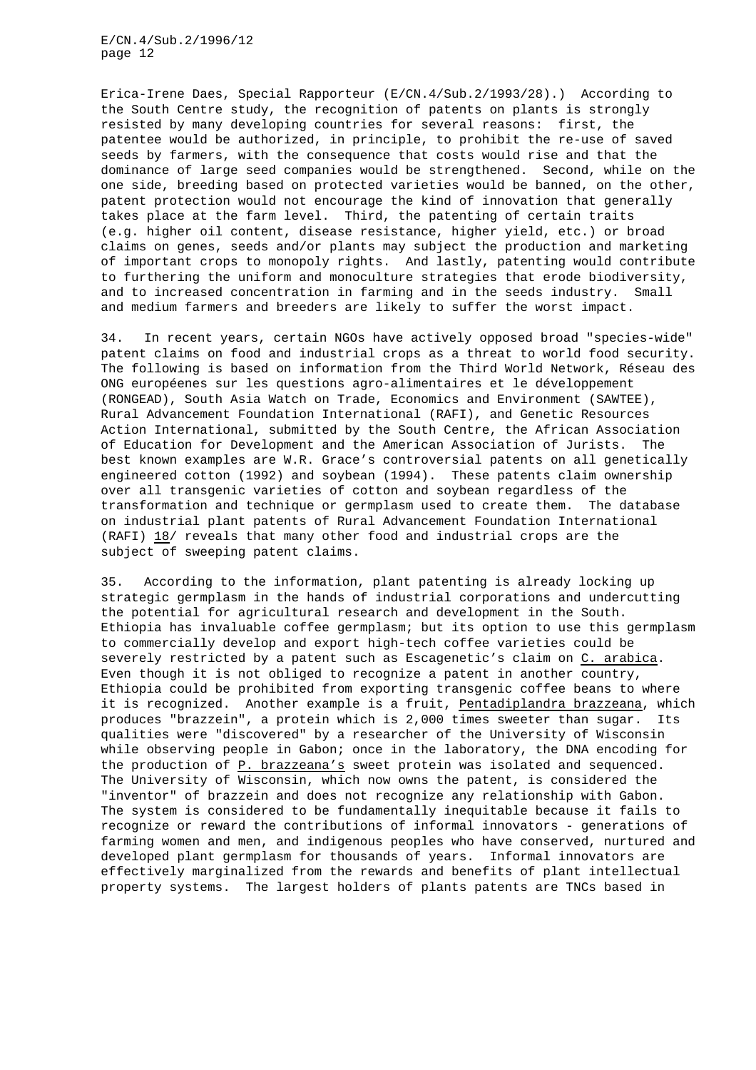Erica-Irene Daes, Special Rapporteur (E/CN.4/Sub.2/1993/28).) According to the South Centre study, the recognition of patents on plants is strongly resisted by many developing countries for several reasons: first, the patentee would be authorized, in principle, to prohibit the re-use of saved seeds by farmers, with the consequence that costs would rise and that the dominance of large seed companies would be strengthened. Second, while on the one side, breeding based on protected varieties would be banned, on the other, patent protection would not encourage the kind of innovation that generally takes place at the farm level. Third, the patenting of certain traits (e.g. higher oil content, disease resistance, higher yield, etc.) or broad claims on genes, seeds and/or plants may subject the production and marketing of important crops to monopoly rights. And lastly, patenting would contribute to furthering the uniform and monoculture strategies that erode biodiversity, and to increased concentration in farming and in the seeds industry. Small and medium farmers and breeders are likely to suffer the worst impact.

34. In recent years, certain NGOs have actively opposed broad "species-wide" patent claims on food and industrial crops as a threat to world food security. The following is based on information from the Third World Network, Réseau des ONG européenes sur les questions agro-alimentaires et le développement (RONGEAD), South Asia Watch on Trade, Economics and Environment (SAWTEE), Rural Advancement Foundation International (RAFI), and Genetic Resources Action International, submitted by the South Centre, the African Association of Education for Development and the American Association of Jurists. The best known examples are W.R. Grace's controversial patents on all genetically engineered cotton (1992) and soybean (1994). These patents claim ownership over all transgenic varieties of cotton and soybean regardless of the transformation and technique or germplasm used to create them. The database on industrial plant patents of Rural Advancement Foundation International (RAFI) 18/ reveals that many other food and industrial crops are the subject of sweeping patent claims.

35. According to the information, plant patenting is already locking up strategic germplasm in the hands of industrial corporations and undercutting the potential for agricultural research and development in the South. Ethiopia has invaluable coffee germplasm; but its option to use this germplasm to commercially develop and export high-tech coffee varieties could be severely restricted by a patent such as Escagenetic's claim on _C. arabica_. Even though it is not obliged to recognize a patent in another country, Ethiopia could be prohibited from exporting transgenic coffee beans to where it is recognized. Another example is a fruit, _Pentadiplandra brazzeana_, which produces "brazzein", a protein which is 2,000 times sweeter than sugar. Its qualities were "discovered" by a researcher of the University of Wisconsin while observing people in Gabon; once in the laboratory, the DNA encoding for the production of _P. brazzeana's_ sweet protein was isolated and sequenced. The University of Wisconsin, which now owns the patent, is considered the "inventor" of brazzein and does not recognize any relationship with Gabon. The system is considered to be fundamentally inequitable because it fails to recognize or reward the contributions of informal innovators - generations of farming women and men, and indigenous peoples who have conserved, nurtured and developed plant germplasm for thousands of years. Informal innovators are effectively marginalized from the rewards and benefits of plant intellectual property systems. The largest holders of plants patents are TNCs based in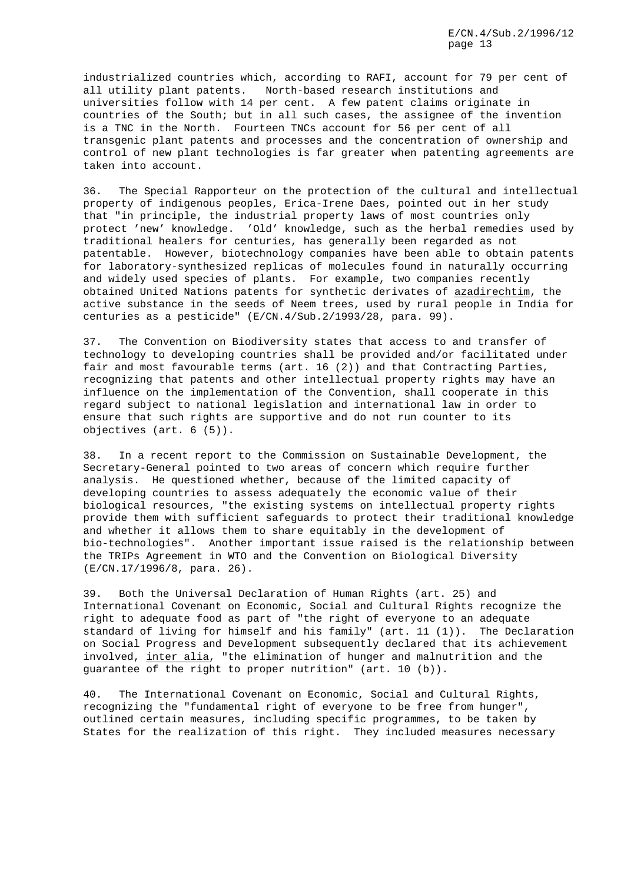industrialized countries which, according to RAFI, account for 79 per cent of all utility plant patents. North-based research institutions and universities follow with 14 per cent. A few patent claims originate in countries of the South; but in all such cases, the assignee of the invention is a TNC in the North. Fourteen TNCs account for 56 per cent of all transgenic plant patents and processes and the concentration of ownership and control of new plant technologies is far greater when patenting agreements are taken into account.

36. The Special Rapporteur on the protection of the cultural and intellectual property of indigenous peoples, Erica-Irene Daes, pointed out in her study that "in principle, the industrial property laws of most countries only protect 'new' knowledge. 'Old' knowledge, such as the herbal remedies used by traditional healers for centuries, has generally been regarded as not patentable. However, biotechnology companies have been able to obtain patents for laboratory-synthesized replicas of molecules found in naturally occurring and widely used species of plants. For example, two companies recently obtained United Nations patents for synthetic derivates of _azadirechtim_, the active substance in the seeds of Neem trees, used by rural people in India for centuries as a pesticide" (E/CN.4/Sub.2/1993/28, para. 99).

37. The Convention on Biodiversity states that access to and transfer of technology to developing countries shall be provided and/or facilitated under fair and most favourable terms (art. 16 (2)) and that Contracting Parties, recognizing that patents and other intellectual property rights may have an influence on the implementation of the Convention, shall cooperate in this regard subject to national legislation and international law in order to ensure that such rights are supportive and do not run counter to its objectives (art. 6 (5)).

38. In a recent report to the Commission on Sustainable Development, the Secretary-General pointed to two areas of concern which require further analysis. He questioned whether, because of the limited capacity of developing countries to assess adequately the economic value of their biological resources, "the existing systems on intellectual property rights provide them with sufficient safeguards to protect their traditional knowledge and whether it allows them to share equitably in the development of bio-technologies". Another important issue raised is the relationship between the TRIPs Agreement in WTO and the Convention on Biological Diversity (E/CN.17/1996/8, para. 26).

39. Both the Universal Declaration of Human Rights (art. 25) and International Covenant on Economic, Social and Cultural Rights recognize the right to adequate food as part of "the right of everyone to an adequate standard of living for himself and his family" (art. 11 (1)). The Declaration on Social Progress and Development subsequently declared that its achievement involved, _inter alia_, "the elimination of hunger and malnutrition and the guarantee of the right to proper nutrition" (art. 10 (b)).

40. The International Covenant on Economic, Social and Cultural Rights, recognizing the "fundamental right of everyone to be free from hunger", outlined certain measures, including specific programmes, to be taken by States for the realization of this right. They included measures necessary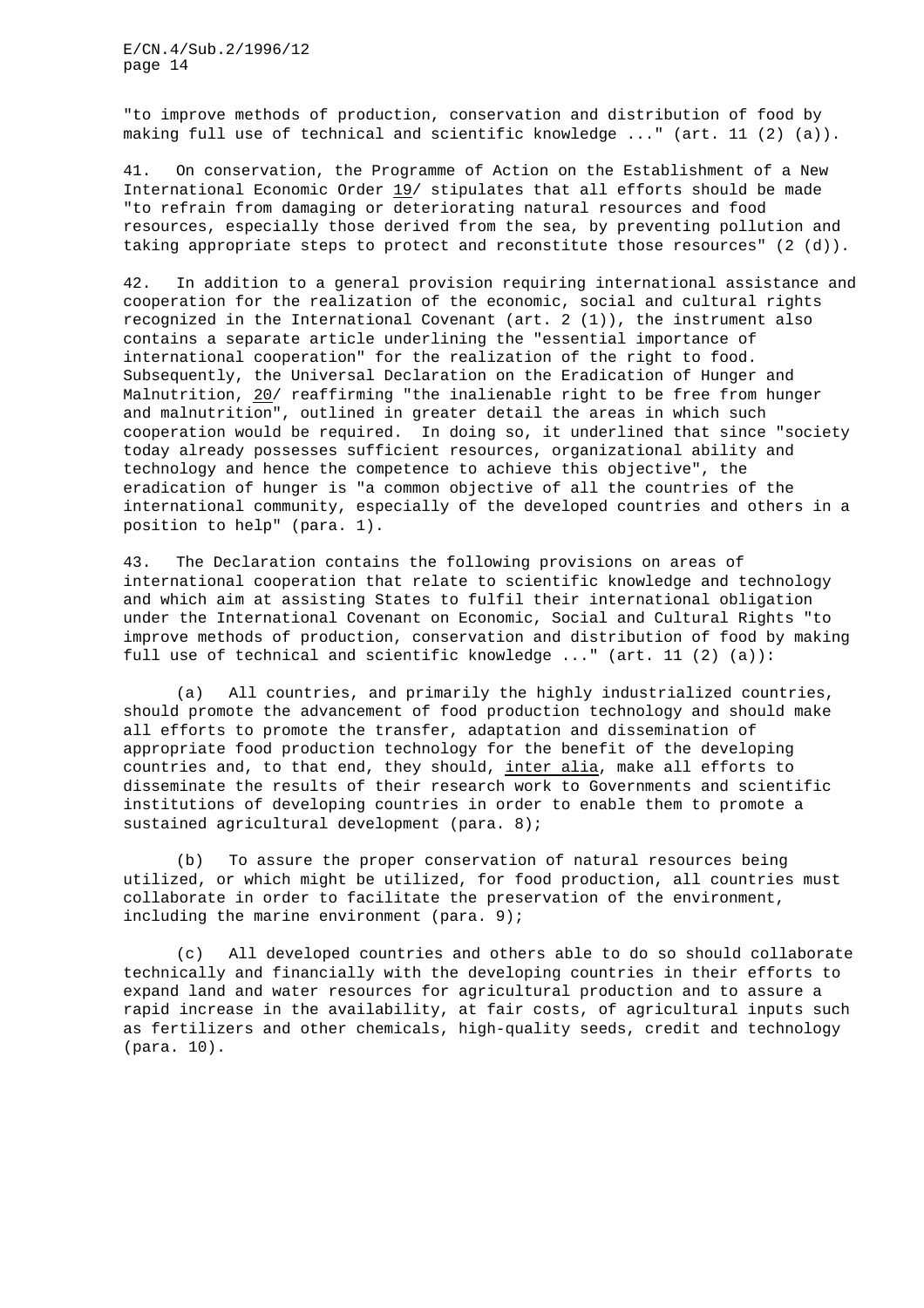"to improve methods of production, conservation and distribution of food by making full use of technical and scientific knowledge ..." (art. 11 (2) (a)).

41. On conservation, the Programme of Action on the Establishment of a New International Economic Order 19/ stipulates that all efforts should be made "to refrain from damaging or deteriorating natural resources and food resources, especially those derived from the sea, by preventing pollution and taking appropriate steps to protect and reconstitute those resources" (2 (d)).

42. In addition to a general provision requiring international assistance and cooperation for the realization of the economic, social and cultural rights recognized in the International Covenant (art. 2 (1)), the instrument also contains a separate article underlining the "essential importance of international cooperation" for the realization of the right to food. Subsequently, the Universal Declaration on the Eradication of Hunger and Malnutrition, 20/ reaffirming "the inalienable right to be free from hunger and malnutrition", outlined in greater detail the areas in which such cooperation would be required. In doing so, it underlined that since "society today already possesses sufficient resources, organizational ability and technology and hence the competence to achieve this objective", the eradication of hunger is "a common objective of all the countries of the international community, especially of the developed countries and others in a position to help" (para. 1).

43. The Declaration contains the following provisions on areas of international cooperation that relate to scientific knowledge and technology and which aim at assisting States to fulfil their international obligation under the International Covenant on Economic, Social and Cultural Rights "to improve methods of production, conservation and distribution of food by making full use of technical and scientific knowledge ..." (art. 11 (2) (a)):

(a) All countries, and primarily the highly industrialized countries, should promote the advancement of food production technology and should make all efforts to promote the transfer, adaptation and dissemination of appropriate food production technology for the benefit of the developing countries and, to that end, they should, *inter alia*, make all efforts to disseminate the results of their research work to Governments and scientific institutions of developing countries in order to enable them to promote a sustained agricultural development (para. 8);

(b) To assure the proper conservation of natural resources being utilized, or which might be utilized, for food production, all countries must collaborate in order to facilitate the preservation of the environment, including the marine environment (para. 9);

(c) All developed countries and others able to do so should collaborate technically and financially with the developing countries in their efforts to expand land and water resources for agricultural production and to assure a rapid increase in the availability, at fair costs, of agricultural inputs such as fertilizers and other chemicals, high-quality seeds, credit and technology (para. 10).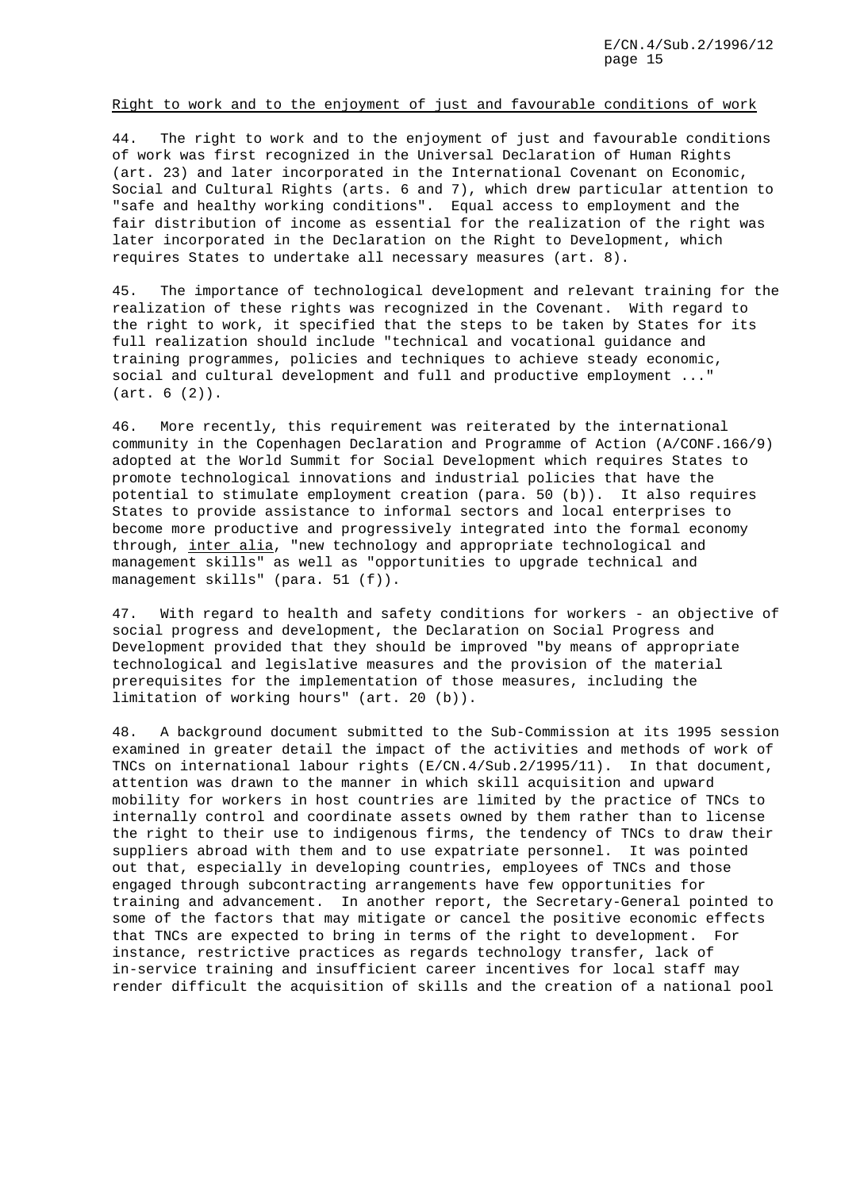Right to work and to the enjoyment of just and favourable conditions of work

44. The right to work and to the enjoyment of just and favourable conditions of work was first recognized in the Universal Declaration of Human Rights (art. 23) and later incorporated in the International Covenant on Economic, Social and Cultural Rights (arts. 6 and 7), which drew particular attention to "safe and healthy working conditions". Equal access to employment and the fair distribution of income as essential for the realization of the right was later incorporated in the Declaration on the Right to Development, which requires States to undertake all necessary measures (art. 8).

45. The importance of technological development and relevant training for the realization of these rights was recognized in the Covenant. With regard to the right to work, it specified that the steps to be taken by States for its full realization should include "technical and vocational guidance and training programmes, policies and techniques to achieve steady economic, social and cultural development and full and productive employment ..." (art. 6 (2)).

46. More recently, this requirement was reiterated by the international community in the Copenhagen Declaration and Programme of Action (A/CONF.166/9) adopted at the World Summit for Social Development which requires States to promote technological innovations and industrial policies that have the potential to stimulate employment creation (para. 50 (b)). It also requires States to provide assistance to informal sectors and local enterprises to become more productive and progressively integrated into the formal economy through, inter alia, "new technology and appropriate technological and management skills" as well as "opportunities to upgrade technical and management skills" (para. 51 (f)).

47. With regard to health and safety conditions for workers - an objective of social progress and development, the Declaration on Social Progress and Development provided that they should be improved "by means of appropriate technological and legislative measures and the provision of the material prerequisites for the implementation of those measures, including the limitation of working hours" (art. 20 (b)).

48. A background document submitted to the Sub-Commission at its 1995 session examined in greater detail the impact of the activities and methods of work of TNCs on international labour rights (E/CN.4/Sub.2/1995/11). In that document, attention was drawn to the manner in which skill acquisition and upward mobility for workers in host countries are limited by the practice of TNCs to internally control and coordinate assets owned by them rather than to license the right to their use to indigenous firms, the tendency of TNCs to draw their suppliers abroad with them and to use expatriate personnel. It was pointed out that, especially in developing countries, employees of TNCs and those engaged through subcontracting arrangements have few opportunities for training and advancement. In another report, the Secretary-General pointed to some of the factors that may mitigate or cancel the positive economic effects that TNCs are expected to bring in terms of the right to development. For instance, restrictive practices as regards technology transfer, lack of in-service training and insufficient career incentives for local staff may render difficult the acquisition of skills and the creation of a national pool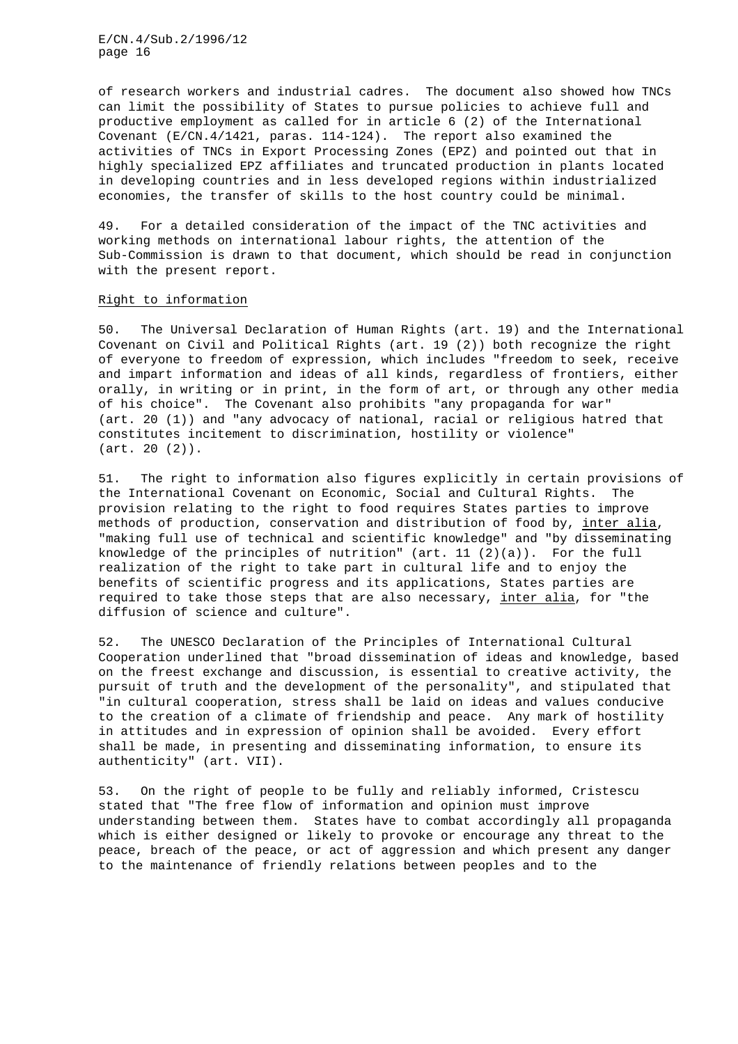of research workers and industrial cadres. The document also showed how TNCs can limit the possibility of States to pursue policies to achieve full and productive employment as called for in article 6 (2) of the International Covenant (E/CN.4/1421, paras. 114-124). The report also examined the activities of TNCs in Export Processing Zones (EPZ) and pointed out that in highly specialized EPZ affiliates and truncated production in plants located in developing countries and in less developed regions within industrialized economies, the transfer of skills to the host country could be minimal.

49. For a detailed consideration of the impact of the TNC activities and working methods on international labour rights, the attention of the Sub-Commission is drawn to that document, which should be read in conjunction with the present report.

Right to information

50. The Universal Declaration of Human Rights (art. 19) and the International Covenant on Civil and Political Rights (art. 19 (2)) both recognize the right of everyone to freedom of expression, which includes "freedom to seek, receive and impart information and ideas of all kinds, regardless of frontiers, either orally, in writing or in print, in the form of art, or through any other media of his choice". The Covenant also prohibits "any propaganda for war" (art. 20 (1)) and "any advocacy of national, racial or religious hatred that constitutes incitement to discrimination, hostility or violence" (art. 20 (2)).

51. The right to information also figures explicitly in certain provisions of the International Covenant on Economic, Social and Cultural Rights. The provision relating to the right to food requires States parties to improve methods of production, conservation and distribution of food by, inter alia, "making full use of technical and scientific knowledge" and "by disseminating knowledge of the principles of nutrition" (art. 11 (2)(a)). For the full realization of the right to take part in cultural life and to enjoy the benefits of scientific progress and its applications, States parties are required to take those steps that are also necessary, inter alia, for "the diffusion of science and culture".

52. The UNESCO Declaration of the Principles of International Cultural Cooperation underlined that "broad dissemination of ideas and knowledge, based on the freest exchange and discussion, is essential to creative activity, the pursuit of truth and the development of the personality", and stipulated that "in cultural cooperation, stress shall be laid on ideas and values conducive to the creation of a climate of friendship and peace. Any mark of hostility in attitudes and in expression of opinion shall be avoided. Every effort shall be made, in presenting and disseminating information, to ensure its authenticity" (art. VII).

53. On the right of people to be fully and reliably informed, Cristescu stated that "The free flow of information and opinion must improve understanding between them. States have to combat accordingly all propaganda which is either designed or likely to provoke or encourage any threat to the peace, breach of the peace, or act of aggression and which present any danger to the maintenance of friendly relations between peoples and to the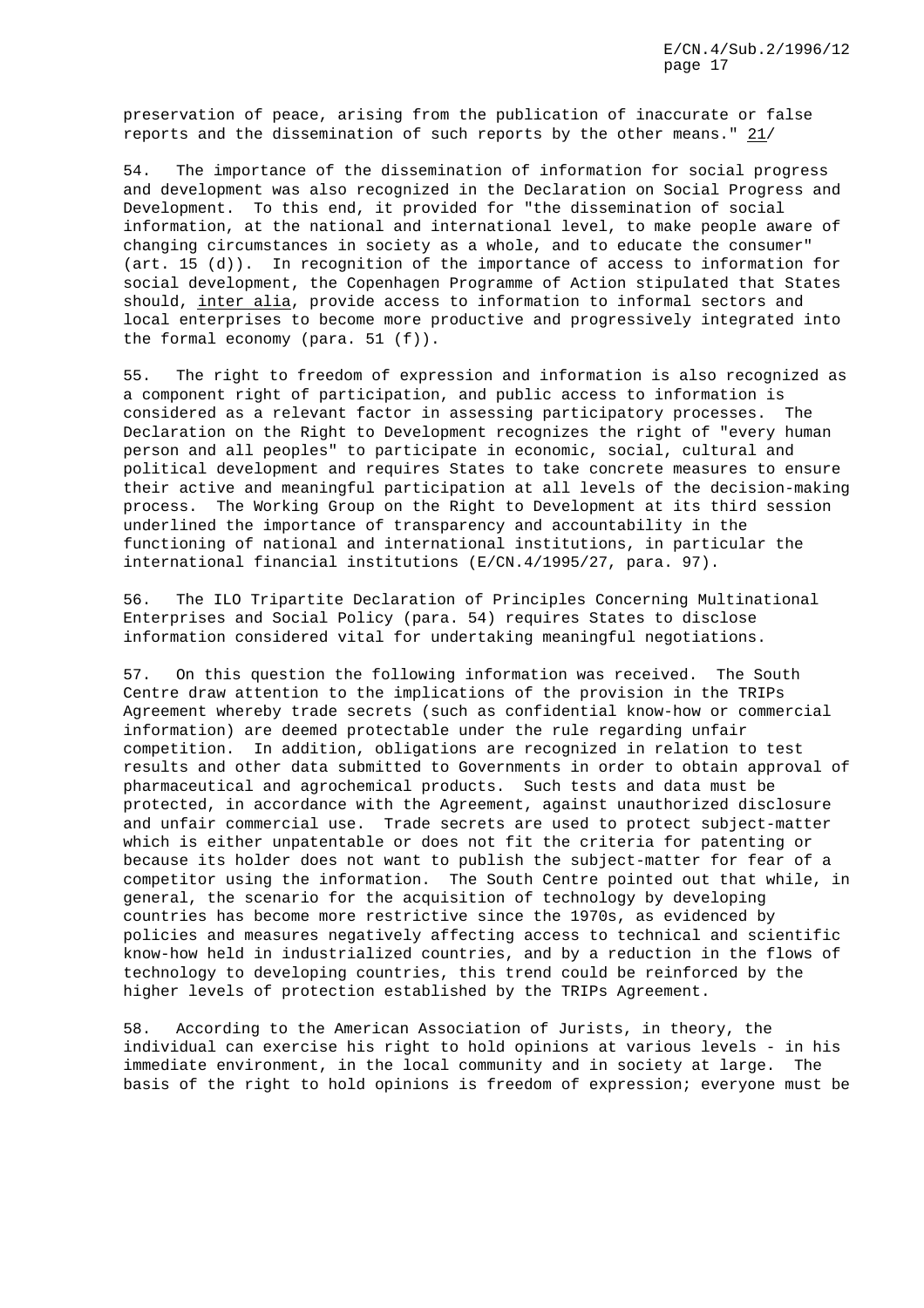preservation of peace, arising from the publication of inaccurate or false reports and the dissemination of such reports by the other means." 21/

54. The importance of the dissemination of information for social progress and development was also recognized in the Declaration on Social Progress and Development. To this end, it provided for "the dissemination of social information, at the national and international level, to make people aware of changing circumstances in society as a whole, and to educate the consumer" (art. 15 (d)). In recognition of the importance of access to information for social development, the Copenhagen Programme of Action stipulated that States should, *inter alia*, provide access to information to informal sectors and local enterprises to become more productive and progressively integrated into the formal economy (para. 51 (f)).

55. The right to freedom of expression and information is also recognized as a component right of participation, and public access to information is considered as a relevant factor in assessing participatory processes. The Declaration on the Right to Development recognizes the right of "every human person and all peoples" to participate in economic, social, cultural and political development and requires States to take concrete measures to ensure their active and meaningful participation at all levels of the decision-making process. The Working Group on the Right to Development at its third session underlined the importance of transparency and accountability in the functioning of national and international institutions, in particular the international financial institutions (E/CN.4/1995/27, para. 97).

56. The ILO Tripartite Declaration of Principles Concerning Multinational Enterprises and Social Policy (para. 54) requires States to disclose information considered vital for undertaking meaningful negotiations.

57. On this question the following information was received. The South Centre draw attention to the implications of the provision in the TRIPs Agreement whereby trade secrets (such as confidential know-how or commercial information) are deemed protectable under the rule regarding unfair competition. In addition, obligations are recognized in relation to test results and other data submitted to Governments in order to obtain approval of pharmaceutical and agrochemical products. Such tests and data must be protected, in accordance with the Agreement, against unauthorized disclosure and unfair commercial use. Trade secrets are used to protect subject-matter which is either unpatentable or does not fit the criteria for patenting or because its holder does not want to publish the subject-matter for fear of a competitor using the information. The South Centre pointed out that while, in general, the scenario for the acquisition of technology by developing countries has become more restrictive since the 1970s, as evidenced by policies and measures negatively affecting access to technical and scientific know-how held in industrialized countries, and by a reduction in the flows of technology to developing countries, this trend could be reinforced by the higher levels of protection established by the TRIPs Agreement.

58. According to the American Association of Jurists, in theory, the individual can exercise his right to hold opinions at various levels - in his immediate environment, in the local community and in society at large. The basis of the right to hold opinions is freedom of expression; everyone must be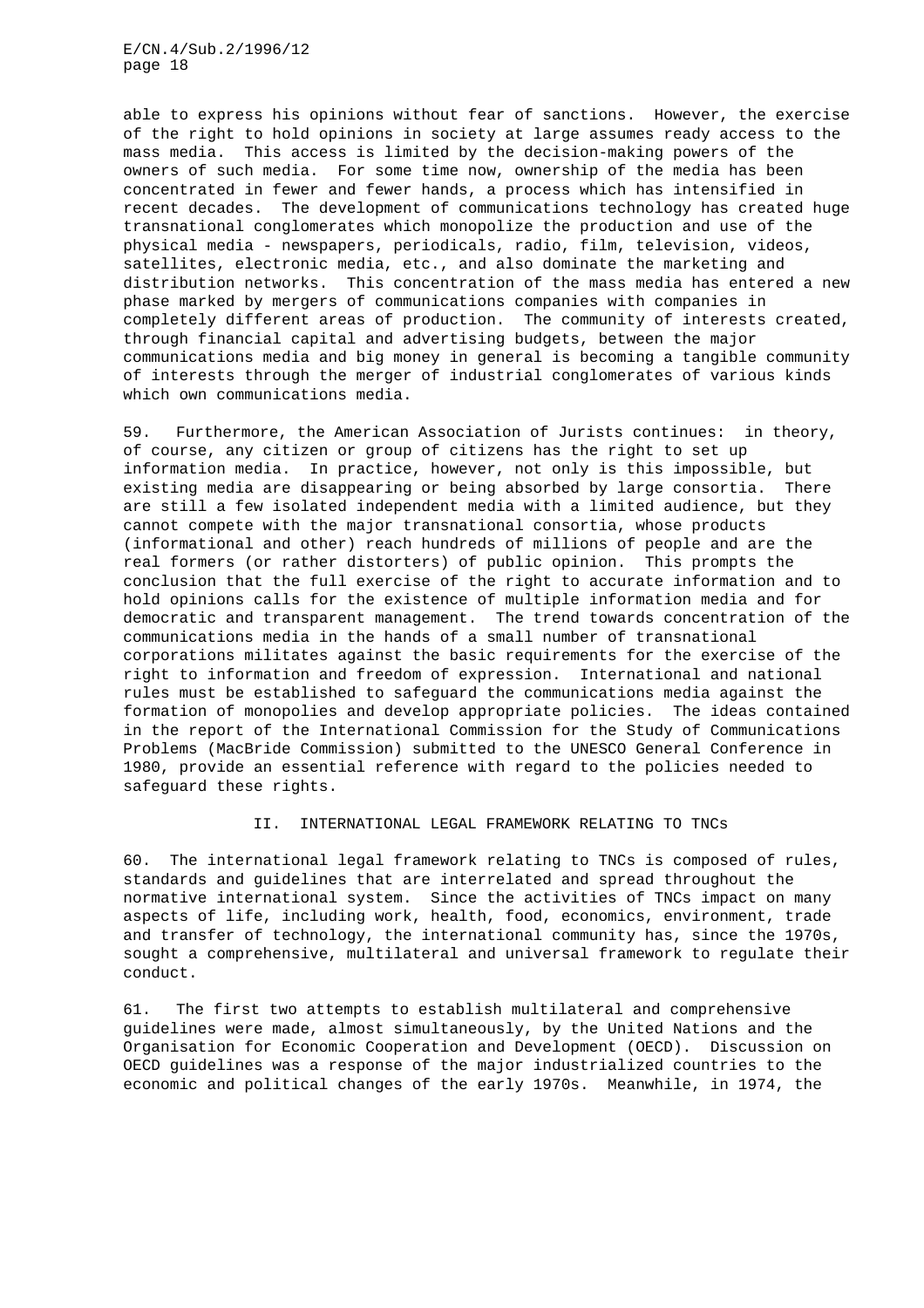able to express his opinions without fear of sanctions. However, the exercise of the right to hold opinions in society at large assumes ready access to the mass media. This access is limited by the decision-making powers of the owners of such media. For some time now, ownership of the media has been concentrated in fewer and fewer hands, a process which has intensified in recent decades. The development of communications technology has created huge transnational conglomerates which monopolize the production and use of the physical media - newspapers, periodicals, radio, film, television, videos, satellites, electronic media, etc., and also dominate the marketing and distribution networks. This concentration of the mass media has entered a new phase marked by mergers of communications companies with companies in completely different areas of production. The community of interests created, through financial capital and advertising budgets, between the major communications media and big money in general is becoming a tangible community of interests through the merger of industrial conglomerates of various kinds which own communications media.

59. Furthermore, the American Association of Jurists continues: in theory, of course, any citizen or group of citizens has the right to set up information media. In practice, however, not only is this impossible, but existing media are disappearing or being absorbed by large consortia. There are still a few isolated independent media with a limited audience, but they cannot compete with the major transnational consortia, whose products (informational and other) reach hundreds of millions of people and are the real formers (or rather distorters) of public opinion. This prompts the conclusion that the full exercise of the right to accurate information and to hold opinions calls for the existence of multiple information media and for democratic and transparent management. The trend towards concentration of the communications media in the hands of a small number of transnational corporations militates against the basic requirements for the exercise of the right to information and freedom of expression. International and national rules must be established to safeguard the communications media against the formation of monopolies and develop appropriate policies. The ideas contained in the report of the International Commission for the Study of Communications Problems (MacBride Commission) submitted to the UNESCO General Conference in 1980, provide an essential reference with regard to the policies needed to safeguard these rights.

## II. INTERNATIONAL LEGAL FRAMEWORK RELATING TO TNCs

60. The international legal framework relating to TNCs is composed of rules, standards and guidelines that are interrelated and spread throughout the normative international system. Since the activities of TNCs impact on many aspects of life, including work, health, food, economics, environment, trade and transfer of technology, the international community has, since the 1970s, sought a comprehensive, multilateral and universal framework to regulate their conduct.

61. The first two attempts to establish multilateral and comprehensive guidelines were made, almost simultaneously, by the United Nations and the Organisation for Economic Cooperation and Development (OECD). Discussion on OECD guidelines was a response of the major industrialized countries to the economic and political changes of the early 1970s. Meanwhile, in 1974, the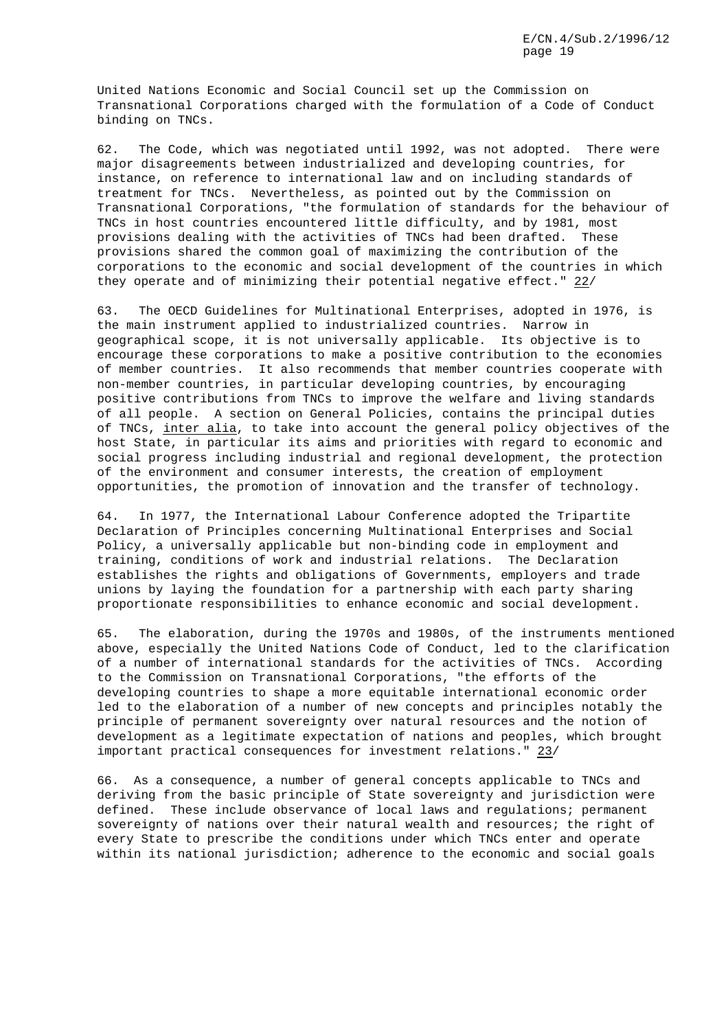United Nations Economic and Social Council set up the Commission on Transnational Corporations charged with the formulation of a Code of Conduct binding on TNCs.

62. The Code, which was negotiated until 1992, was not adopted. There were major disagreements between industrialized and developing countries, for instance, on reference to international law and on including standards of treatment for TNCs. Nevertheless, as pointed out by the Commission on Transnational Corporations, "the formulation of standards for the behaviour of TNCs in host countries encountered little difficulty, and by 1981, most provisions dealing with the activities of TNCs had been drafted. These provisions shared the common goal of maximizing the contribution of the corporations to the economic and social development of the countries in which they operate and of minimizing their potential negative effect." 22/

63. The OECD Guidelines for Multinational Enterprises, adopted in 1976, is the main instrument applied to industrialized countries. Narrow in geographical scope, it is not universally applicable. Its objective is to encourage these corporations to make a positive contribution to the economies of member countries. It also recommends that member countries cooperate with non-member countries, in particular developing countries, by encouraging positive contributions from TNCs to improve the welfare and living standards of all people. A section on General Policies, contains the principal duties of TNCs, *inter alia*, to take into account the general policy objectives of the host State, in particular its aims and priorities with regard to economic and social progress including industrial and regional development, the protection of the environment and consumer interests, the creation of employment opportunities, the promotion of innovation and the transfer of technology.

64. In 1977, the International Labour Conference adopted the Tripartite Declaration of Principles concerning Multinational Enterprises and Social Policy, a universally applicable but non-binding code in employment and training, conditions of work and industrial relations. The Declaration establishes the rights and obligations of Governments, employers and trade unions by laying the foundation for a partnership with each party sharing proportionate responsibilities to enhance economic and social development.

65. The elaboration, during the 1970s and 1980s, of the instruments mentioned above, especially the United Nations Code of Conduct, led to the clarification of a number of international standards for the activities of TNCs. According to the Commission on Transnational Corporations, "the efforts of the developing countries to shape a more equitable international economic order led to the elaboration of a number of new concepts and principles notably the principle of permanent sovereignty over natural resources and the notion of development as a legitimate expectation of nations and peoples, which brought important practical consequences for investment relations." 23/

66. As a consequence, a number of general concepts applicable to TNCs and deriving from the basic principle of State sovereignty and jurisdiction were defined. These include observance of local laws and regulations; permanent sovereignty of nations over their natural wealth and resources; the right of every State to prescribe the conditions under which TNCs enter and operate within its national jurisdiction; adherence to the economic and social goals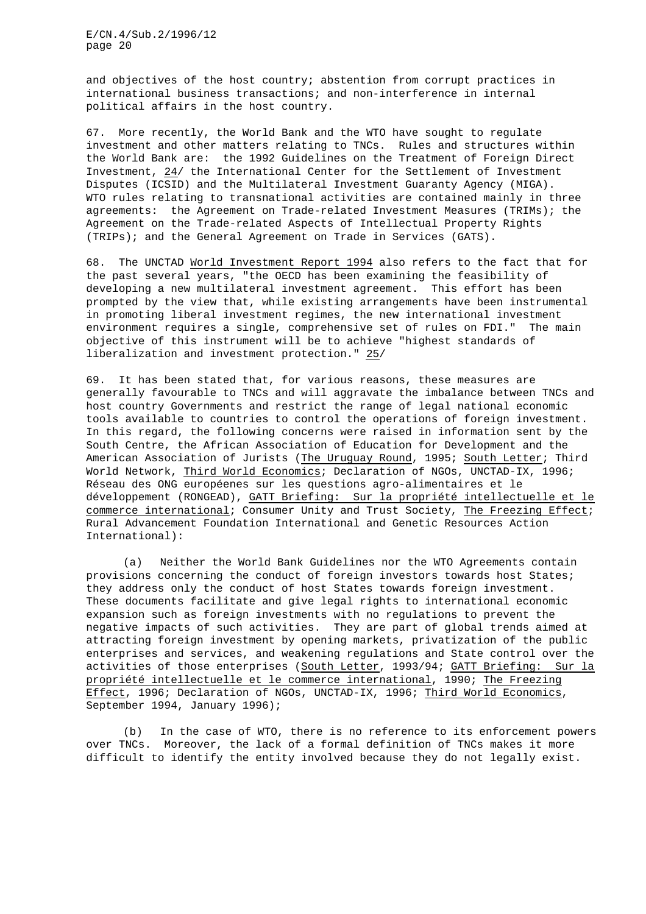and objectives of the host country; abstention from corrupt practices in international business transactions; and non-interference in internal political affairs in the host country.

67. More recently, the World Bank and the WTO have sought to regulate investment and other matters relating to TNCs. Rules and structures within the World Bank are: the 1992 Guidelines on the Treatment of Foreign Direct Investment, 24/ the International Center for the Settlement of Investment Disputes (ICSID) and the Multilateral Investment Guaranty Agency (MIGA). WTO rules relating to transnational activities are contained mainly in three agreements: the Agreement on Trade-related Investment Measures (TRIMs); the Agreement on the Trade-related Aspects of Intellectual Property Rights (TRIPs); and the General Agreement on Trade in Services (GATS).

68. The UNCTAD World Investment Report 1994 also refers to the fact that for the past several years, "the OECD has been examining the feasibility of developing a new multilateral investment agreement. This effort has been prompted by the view that, while existing arrangements have been instrumental in promoting liberal investment regimes, the new international investment environment requires a single, comprehensive set of rules on FDI." The main objective of this instrument will be to achieve "highest standards of liberalization and investment protection." 25/

69. It has been stated that, for various reasons, these measures are generally favourable to TNCs and will aggravate the imbalance between TNCs and host country Governments and restrict the range of legal national economic tools available to countries to control the operations of foreign investment. In this regard, the following concerns were raised in information sent by the South Centre, the African Association of Education for Development and the American Association of Jurists (The Uruguay Round, 1995; South Letter; Third World Network, Third World Economics; Declaration of NGOs, UNCTAD-IX, 1996; Réseau des ONG européenes sur les questions agro-alimentaires et le développement (RONGEAD), GATT Briefing: Sur la propriété intellectuelle et le commerce international; Consumer Unity and Trust Society, The Freezing Effect; Rural Advancement Foundation International and Genetic Resources Action International):

(a) Neither the World Bank Guidelines nor the WTO Agreements contain provisions concerning the conduct of foreign investors towards host States; they address only the conduct of host States towards foreign investment. These documents facilitate and give legal rights to international economic expansion such as foreign investments with no regulations to prevent the negative impacts of such activities. They are part of global trends aimed at attracting foreign investment by opening markets, privatization of the public enterprises and services, and weakening regulations and State control over the activities of those enterprises (South Letter, 1993/94; GATT Briefing: Sur la propriété intellectuelle et le commerce international, 1990; The Freezing Effect, 1996; Declaration of NGOs, UNCTAD-IX, 1996; Third World Economics, September 1994, January 1996);

(b) In the case of WTO, there is no reference to its enforcement powers over TNCs. Moreover, the lack of a formal definition of TNCs makes it more difficult to identify the entity involved because they do not legally exist.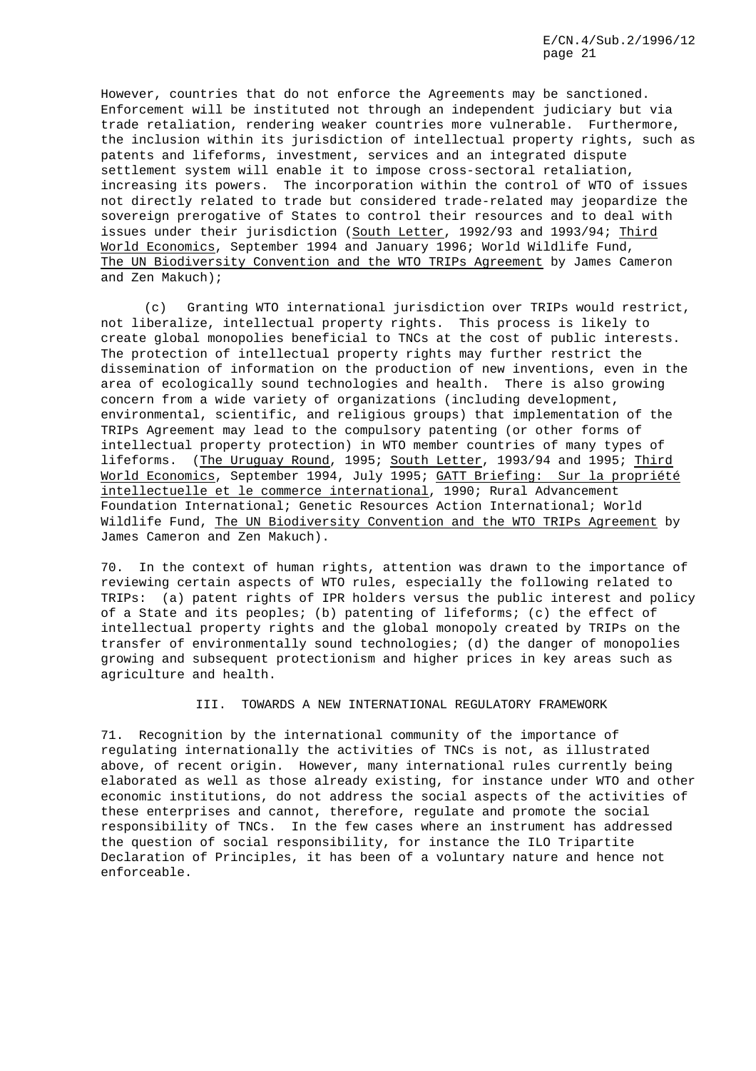However, countries that do not enforce the Agreements may be sanctioned. Enforcement will be instituted not through an independent judiciary but via trade retaliation, rendering weaker countries more vulnerable. Furthermore, the inclusion within its jurisdiction of intellectual property rights, such as patents and lifeforms, investment, services and an integrated dispute settlement system will enable it to impose cross-sectoral retaliation, increasing its powers. The incorporation within the control of WTO of issues not directly related to trade but considered trade-related may jeopardize the sovereign prerogative of States to control their resources and to deal with issues under their jurisdiction (South Letter, 1992/93 and 1993/94; Third World Economics, September 1994 and January 1996; World Wildlife Fund, The UN Biodiversity Convention and the WTO TRIPs Agreement by James Cameron and Zen Makuch);

(c) Granting WTO international jurisdiction over TRIPs would restrict, not liberalize, intellectual property rights. This process is likely to create global monopolies beneficial to TNCs at the cost of public interests. The protection of intellectual property rights may further restrict the dissemination of information on the production of new inventions, even in the area of ecologically sound technologies and health. There is also growing concern from a wide variety of organizations (including development, environmental, scientific, and religious groups) that implementation of the TRIPs Agreement may lead to the compulsory patenting (or other forms of intellectual property protection) in WTO member countries of many types of lifeforms. (The Uruguay Round, 1995; South Letter, 1993/94 and 1995; Third World Economics, September 1994, July 1995; GATT Briefing: Sur la propriété intellectuelle et le commerce international, 1990; Rural Advancement Foundation International; Genetic Resources Action International; World Wildlife Fund, The UN Biodiversity Convention and the WTO TRIPs Agreement by James Cameron and Zen Makuch).

70. In the context of human rights, attention was drawn to the importance of reviewing certain aspects of WTO rules, especially the following related to TRIPs: (a) patent rights of IPR holders versus the public interest and policy of a State and its peoples; (b) patenting of lifeforms; (c) the effect of intellectual property rights and the global monopoly created by TRIPs on the transfer of environmentally sound technologies; (d) the danger of monopolies growing and subsequent protectionism and higher prices in key areas such as agriculture and health.

## III. TOWARDS A NEW INTERNATIONAL REGULATORY FRAMEWORK

71. Recognition by the international community of the importance of regulating internationally the activities of TNCs is not, as illustrated above, of recent origin. However, many international rules currently being elaborated as well as those already existing, for instance under WTO and other economic institutions, do not address the social aspects of the activities of these enterprises and cannot, therefore, regulate and promote the social responsibility of TNCs. In the few cases where an instrument has addressed the question of social responsibility, for instance the ILO Tripartite Declaration of Principles, it has been of a voluntary nature and hence not enforceable.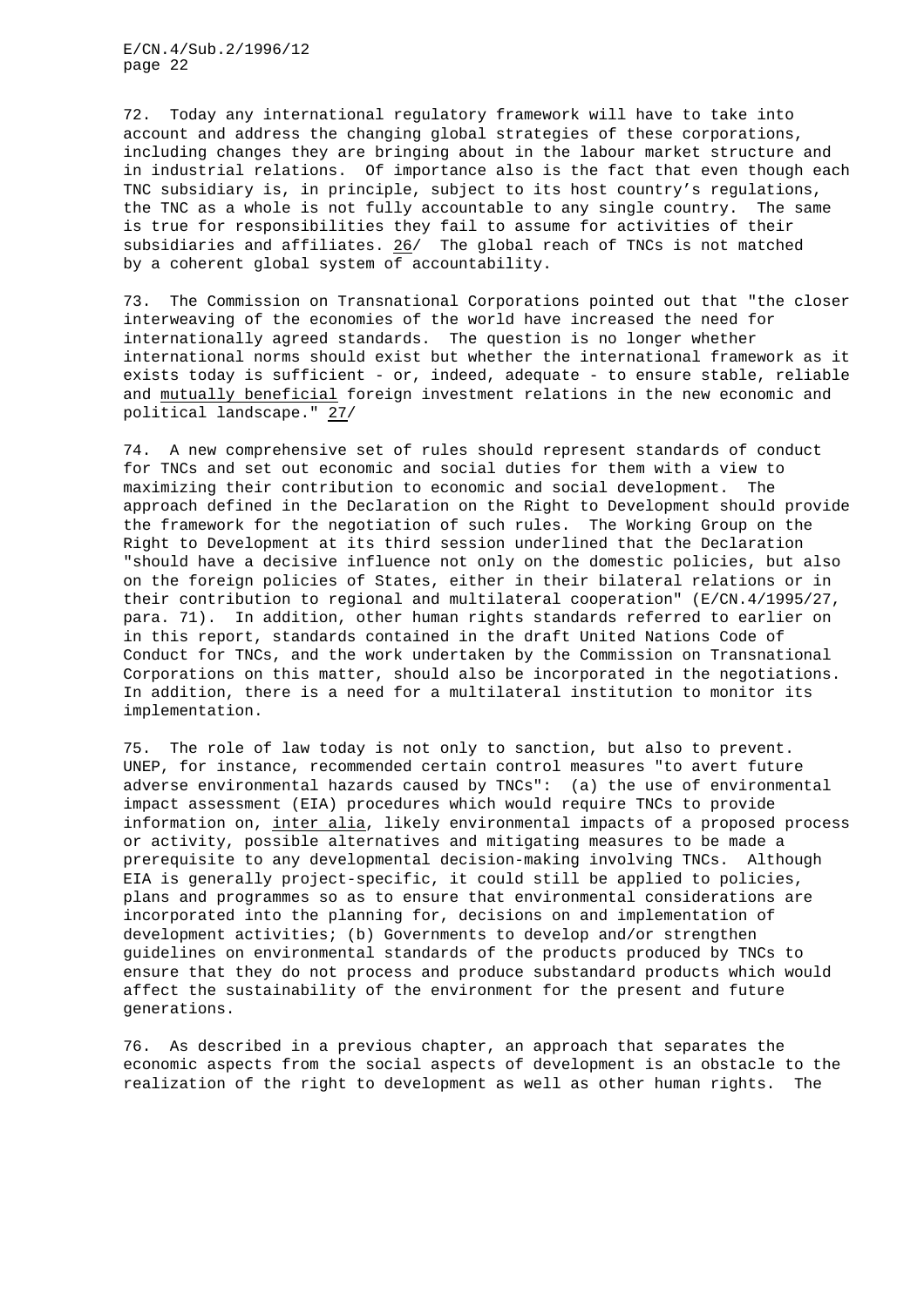72. Today any international regulatory framework will have to take into account and address the changing global strategies of these corporations, including changes they are bringing about in the labour market structure and in industrial relations. Of importance also is the fact that even though each TNC subsidiary is, in principle, subject to its host country's regulations, the TNC as a whole is not fully accountable to any single country. The same is true for responsibilities they fail to assume for activities of their subsidiaries and affiliates. 26/ The global reach of TNCs is not matched by a coherent global system of accountability.

73. The Commission on Transnational Corporations pointed out that "the closer interweaving of the economies of the world have increased the need for internationally agreed standards. The question is no longer whether international norms should exist but whether the international framework as it exists today is sufficient - or, indeed, adequate - to ensure stable, reliable and _mutually beneficial_ foreign investment relations in the new economic and political landscape." 27/

74. A new comprehensive set of rules should represent standards of conduct for TNCs and set out economic and social duties for them with a view to maximizing their contribution to economic and social development. The approach defined in the Declaration on the Right to Development should provide the framework for the negotiation of such rules. The Working Group on the Right to Development at its third session underlined that the Declaration "should have a decisive influence not only on the domestic policies, but also on the foreign policies of States, either in their bilateral relations or in their contribution to regional and multilateral cooperation" (E/CN.4/1995/27, para. 71). In addition, other human rights standards referred to earlier on in this report, standards contained in the draft United Nations Code of Conduct for TNCs, and the work undertaken by the Commission on Transnational Corporations on this matter, should also be incorporated in the negotiations. In addition, there is a need for a multilateral institution to monitor its implementation.

75. The role of law today is not only to sanction, but also to prevent. UNEP, for instance, recommended certain control measures "to avert future adverse environmental hazards caused by TNCs": (a) the use of environmental impact assessment (EIA) procedures which would require TNCs to provide information on, _inter alia_, likely environmental impacts of a proposed process or activity, possible alternatives and mitigating measures to be made a prerequisite to any developmental decision-making involving TNCs. Although EIA is generally project-specific, it could still be applied to policies, plans and programmes so as to ensure that environmental considerations are incorporated into the planning for, decisions on and implementation of development activities; (b) Governments to develop and/or strengthen guidelines on environmental standards of the products produced by TNCs to ensure that they do not process and produce substandard products which would affect the sustainability of the environment for the present and future generations.

76. As described in a previous chapter, an approach that separates the economic aspects from the social aspects of development is an obstacle to the realization of the right to development as well as other human rights. The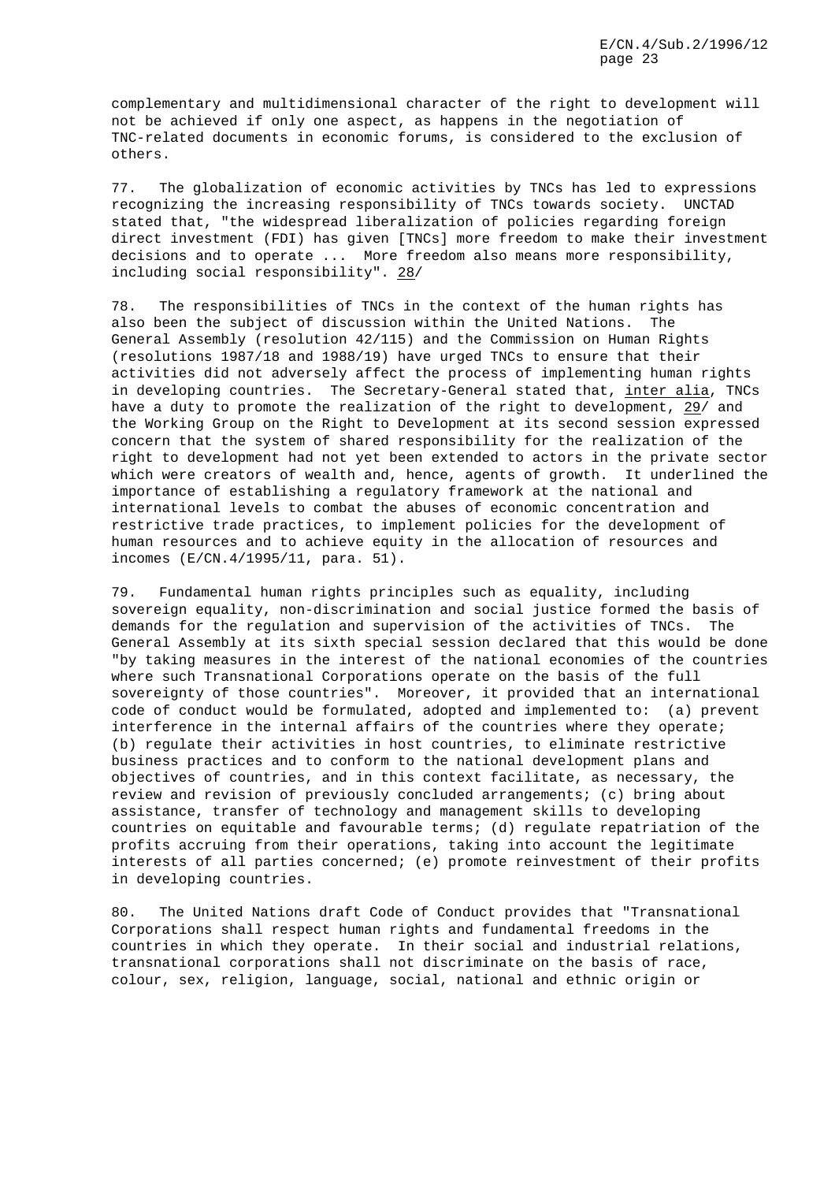complementary and multidimensional character of the right to development will not be achieved if only one aspect, as happens in the negotiation of TNC-related documents in economic forums, is considered to the exclusion of others.

77. The globalization of economic activities by TNCs has led to expressions recognizing the increasing responsibility of TNCs towards society. UNCTAD stated that, "the widespread liberalization of policies regarding foreign direct investment (FDI) has given [TNCs] more freedom to make their investment decisions and to operate ... More freedom also means more responsibility, including social responsibility". 28/

78. The responsibilities of TNCs in the context of the human rights has also been the subject of discussion within the United Nations. The General Assembly (resolution 42/115) and the Commission on Human Rights (resolutions 1987/18 and 1988/19) have urged TNCs to ensure that their activities did not adversely affect the process of implementing human rights in developing countries. The Secretary-General stated that, *inter alia*, TNCs have a duty to promote the realization of the right to development, 29/ and the Working Group on the Right to Development at its second session expressed concern that the system of shared responsibility for the realization of the right to development had not yet been extended to actors in the private sector which were creators of wealth and, hence, agents of growth. It underlined the importance of establishing a regulatory framework at the national and international levels to combat the abuses of economic concentration and restrictive trade practices, to implement policies for the development of human resources and to achieve equity in the allocation of resources and incomes (E/CN.4/1995/11, para. 51).

79. Fundamental human rights principles such as equality, including sovereign equality, non-discrimination and social justice formed the basis of demands for the regulation and supervision of the activities of TNCs. The General Assembly at its sixth special session declared that this would be done "by taking measures in the interest of the national economies of the countries where such Transnational Corporations operate on the basis of the full sovereignty of those countries". Moreover, it provided that an international code of conduct would be formulated, adopted and implemented to: (a) prevent interference in the internal affairs of the countries where they operate; (b) regulate their activities in host countries, to eliminate restrictive business practices and to conform to the national development plans and objectives of countries, and in this context facilitate, as necessary, the review and revision of previously concluded arrangements; (c) bring about assistance, transfer of technology and management skills to developing countries on equitable and favourable terms; (d) regulate repatriation of the profits accruing from their operations, taking into account the legitimate interests of all parties concerned; (e) promote reinvestment of their profits in developing countries.

80. The United Nations draft Code of Conduct provides that "Transnational Corporations shall respect human rights and fundamental freedoms in the countries in which they operate. In their social and industrial relations, transnational corporations shall not discriminate on the basis of race, colour, sex, religion, language, social, national and ethnic origin or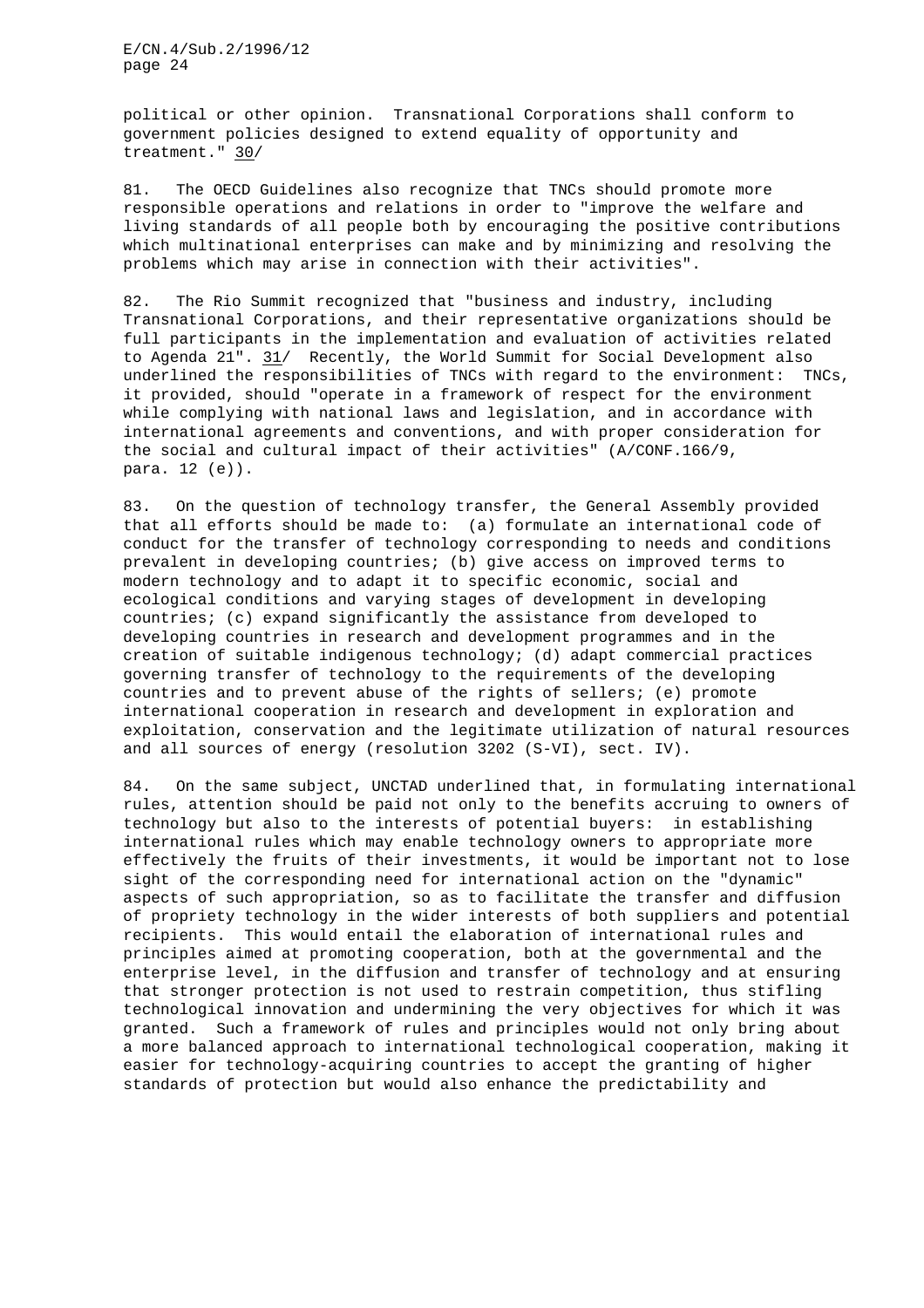political or other opinion. Transnational Corporations shall conform to government policies designed to extend equality of opportunity and treatment." 30/

81. The OECD Guidelines also recognize that TNCs should promote more responsible operations and relations in order to "improve the welfare and living standards of all people both by encouraging the positive contributions which multinational enterprises can make and by minimizing and resolving the problems which may arise in connection with their activities".

82. The Rio Summit recognized that "business and industry, including Transnational Corporations, and their representative organizations should be full participants in the implementation and evaluation of activities related to Agenda 21". 31/ Recently, the World Summit for Social Development also underlined the responsibilities of TNCs with regard to the environment: TNCs, it provided, should "operate in a framework of respect for the environment while complying with national laws and legislation, and in accordance with international agreements and conventions, and with proper consideration for the social and cultural impact of their activities" (A/CONF.166/9, para. 12 (e)).

83. On the question of technology transfer, the General Assembly provided that all efforts should be made to: (a) formulate an international code of conduct for the transfer of technology corresponding to needs and conditions prevalent in developing countries; (b) give access on improved terms to modern technology and to adapt it to specific economic, social and ecological conditions and varying stages of development in developing countries; (c) expand significantly the assistance from developed to developing countries in research and development programmes and in the creation of suitable indigenous technology; (d) adapt commercial practices governing transfer of technology to the requirements of the developing countries and to prevent abuse of the rights of sellers; (e) promote international cooperation in research and development in exploration and exploitation, conservation and the legitimate utilization of natural resources and all sources of energy (resolution 3202 (S-VI), sect. IV).

84. On the same subject, UNCTAD underlined that, in formulating international rules, attention should be paid not only to the benefits accruing to owners of technology but also to the interests of potential buyers: in establishing international rules which may enable technology owners to appropriate more effectively the fruits of their investments, it would be important not to lose sight of the corresponding need for international action on the "dynamic" aspects of such appropriation, so as to facilitate the transfer and diffusion of propriety technology in the wider interests of both suppliers and potential recipients. This would entail the elaboration of international rules and principles aimed at promoting cooperation, both at the governmental and the enterprise level, in the diffusion and transfer of technology and at ensuring that stronger protection is not used to restrain competition, thus stifling technological innovation and undermining the very objectives for which it was granted. Such a framework of rules and principles would not only bring about a more balanced approach to international technological cooperation, making it easier for technology-acquiring countries to accept the granting of higher standards of protection but would also enhance the predictability and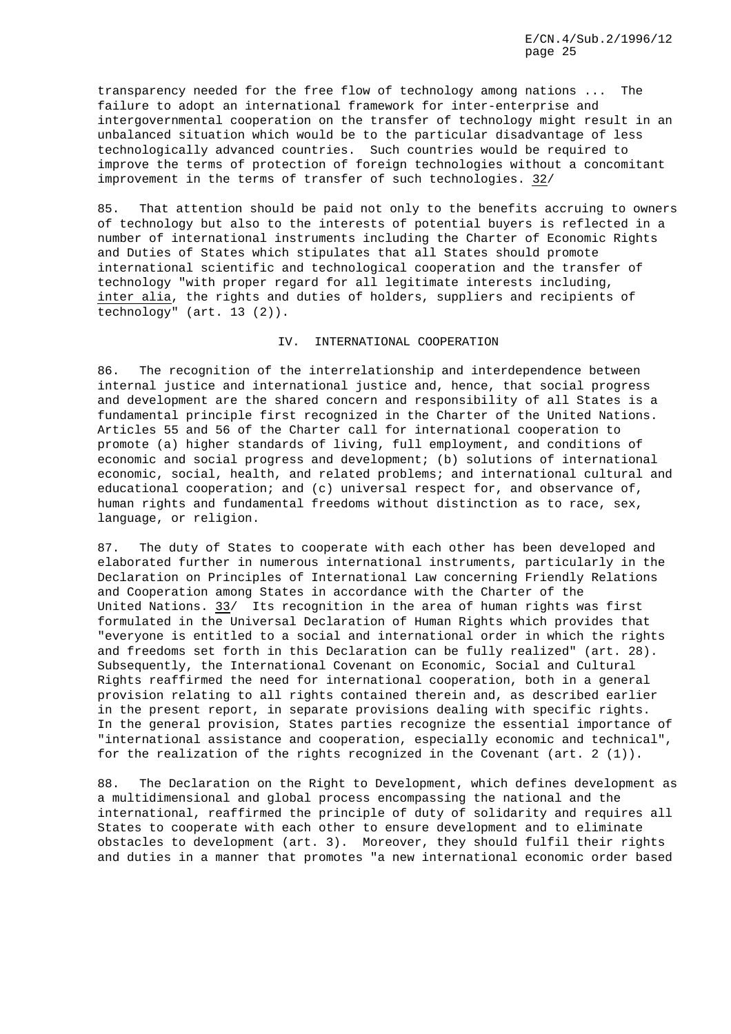transparency needed for the free flow of technology among nations ... The failure to adopt an international framework for inter-enterprise and intergovernmental cooperation on the transfer of technology might result in an unbalanced situation which would be to the particular disadvantage of less technologically advanced countries. Such countries would be required to improve the terms of protection of foreign technologies without a concomitant improvement in the terms of transfer of such technologies. 32/

85. That attention should be paid not only to the benefits accruing to owners of technology but also to the interests of potential buyers is reflected in a number of international instruments including the Charter of Economic Rights and Duties of States which stipulates that all States should promote international scientific and technological cooperation and the transfer of technology "with proper regard for all legitimate interests including, *inter alia*, the rights and duties of holders, suppliers and recipients of technology" (art. 13 (2)).

## IV. INTERNATIONAL COOPERATION

86. The recognition of the interrelationship and interdependence between internal justice and international justice and, hence, that social progress and development are the shared concern and responsibility of all States is a fundamental principle first recognized in the Charter of the United Nations. Articles 55 and 56 of the Charter call for international cooperation to promote (a) higher standards of living, full employment, and conditions of economic and social progress and development; (b) solutions of international economic, social, health, and related problems; and international cultural and educational cooperation; and (c) universal respect for, and observance of, human rights and fundamental freedoms without distinction as to race, sex, language, or religion.

87. The duty of States to cooperate with each other has been developed and elaborated further in numerous international instruments, particularly in the Declaration on Principles of International Law concerning Friendly Relations and Cooperation among States in accordance with the Charter of the United Nations. 33/ Its recognition in the area of human rights was first formulated in the Universal Declaration of Human Rights which provides that "everyone is entitled to a social and international order in which the rights and freedoms set forth in this Declaration can be fully realized" (art. 28). Subsequently, the International Covenant on Economic, Social and Cultural Rights reaffirmed the need for international cooperation, both in a general provision relating to all rights contained therein and, as described earlier in the present report, in separate provisions dealing with specific rights. In the general provision, States parties recognize the essential importance of "international assistance and cooperation, especially economic and technical", for the realization of the rights recognized in the Covenant (art. 2 (1)).

88. The Declaration on the Right to Development, which defines development as a multidimensional and global process encompassing the national and the international, reaffirmed the principle of duty of solidarity and requires all States to cooperate with each other to ensure development and to eliminate obstacles to development (art. 3). Moreover, they should fulfil their rights and duties in a manner that promotes "a new international economic order based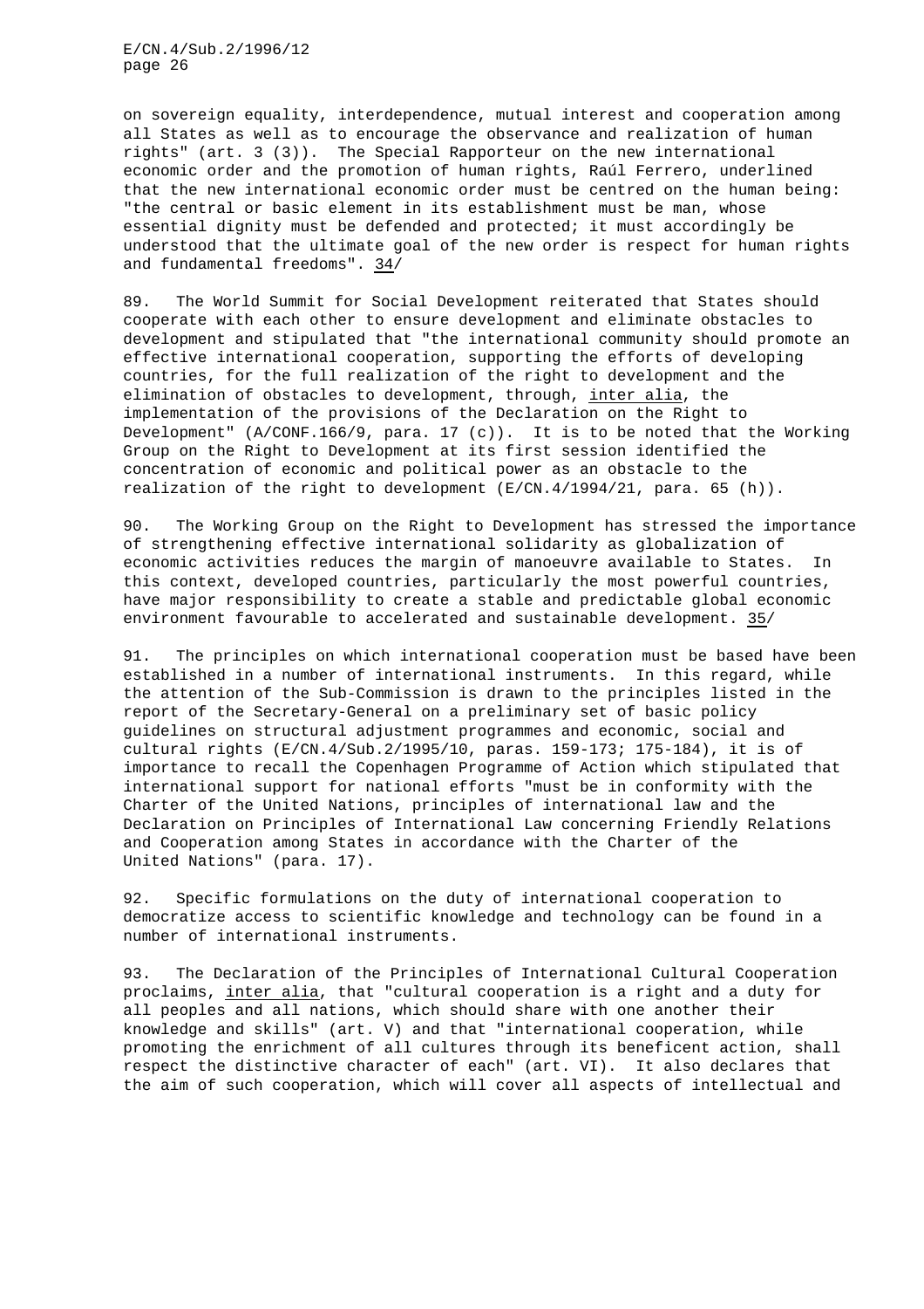on sovereign equality, interdependence, mutual interest and cooperation among all States as well as to encourage the observance and realization of human rights" (art. 3 (3)). The Special Rapporteur on the new international economic order and the promotion of human rights, Raúl Ferrero, underlined that the new international economic order must be centred on the human being: "the central or basic element in its establishment must be man, whose essential dignity must be defended and protected; it must accordingly be understood that the ultimate goal of the new order is respect for human rights and fundamental freedoms". 34/

89. The World Summit for Social Development reiterated that States should cooperate with each other to ensure development and eliminate obstacles to development and stipulated that "the international community should promote an effective international cooperation, supporting the efforts of developing countries, for the full realization of the right to development and the elimination of obstacles to development, through, inter alia, the implementation of the provisions of the Declaration on the Right to Development" (A/CONF.166/9, para. 17 (c)). It is to be noted that the Working Group on the Right to Development at its first session identified the concentration of economic and political power as an obstacle to the realization of the right to development (E/CN.4/1994/21, para. 65 (h)).

90. The Working Group on the Right to Development has stressed the importance of strengthening effective international solidarity as globalization of economic activities reduces the margin of manoeuvre available to States. In this context, developed countries, particularly the most powerful countries, have major responsibility to create a stable and predictable global economic environment favourable to accelerated and sustainable development. 35/

91. The principles on which international cooperation must be based have been established in a number of international instruments. In this regard, while the attention of the Sub-Commission is drawn to the principles listed in the report of the Secretary-General on a preliminary set of basic policy guidelines on structural adjustment programmes and economic, social and cultural rights (E/CN.4/Sub.2/1995/10, paras. 159-173; 175-184), it is of importance to recall the Copenhagen Programme of Action which stipulated that international support for national efforts "must be in conformity with the Charter of the United Nations, principles of international law and the Declaration on Principles of International Law concerning Friendly Relations and Cooperation among States in accordance with the Charter of the United Nations" (para. 17).

92. Specific formulations on the duty of international cooperation to democratize access to scientific knowledge and technology can be found in a number of international instruments.

93. The Declaration of the Principles of International Cultural Cooperation proclaims, inter alia, that "cultural cooperation is a right and a duty for all peoples and all nations, which should share with one another their knowledge and skills" (art. V) and that "international cooperation, while promoting the enrichment of all cultures through its beneficent action, shall respect the distinctive character of each" (art. VI). It also declares that the aim of such cooperation, which will cover all aspects of intellectual and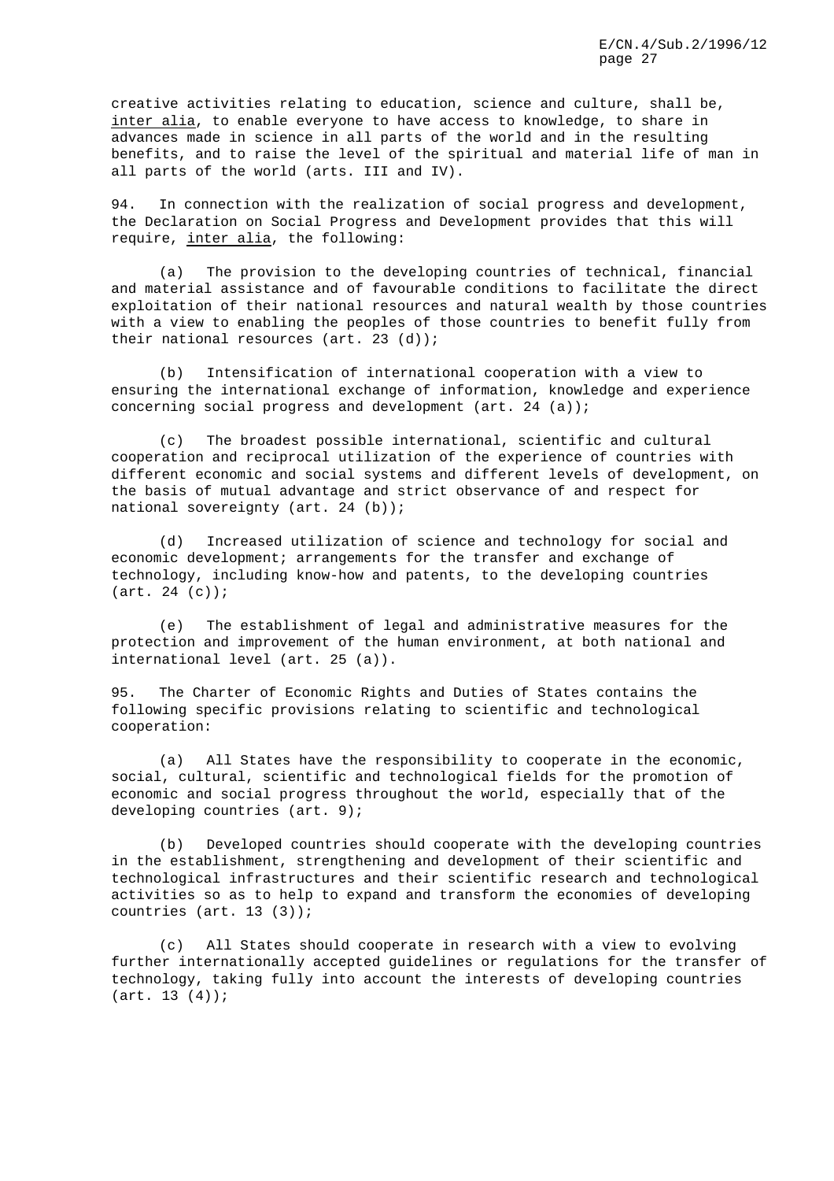creative activities relating to education, science and culture, shall be, *inter alia*, to enable everyone to have access to knowledge, to share in advances made in science in all parts of the world and in the resulting benefits, and to raise the level of the spiritual and material life of man in all parts of the world (arts. III and IV).

94. In connection with the realization of social progress and development, the Declaration on Social Progress and Development provides that this will require, *inter alia*, the following:

(a) The provision to the developing countries of technical, financial and material assistance and of favourable conditions to facilitate the direct exploitation of their national resources and natural wealth by those countries with a view to enabling the peoples of those countries to benefit fully from their national resources (art. 23 (d));

(b) Intensification of international cooperation with a view to ensuring the international exchange of information, knowledge and experience concerning social progress and development (art. 24 (a));

(c) The broadest possible international, scientific and cultural cooperation and reciprocal utilization of the experience of countries with different economic and social systems and different levels of development, on the basis of mutual advantage and strict observance of and respect for national sovereignty (art. 24 (b));

(d) Increased utilization of science and technology for social and economic development; arrangements for the transfer and exchange of technology, including know-how and patents, to the developing countries (art. 24 (c));

(e) The establishment of legal and administrative measures for the protection and improvement of the human environment, at both national and international level (art. 25 (a)).

95. The Charter of Economic Rights and Duties of States contains the following specific provisions relating to scientific and technological cooperation:

(a) All States have the responsibility to cooperate in the economic, social, cultural, scientific and technological fields for the promotion of economic and social progress throughout the world, especially that of the developing countries (art. 9);

(b) Developed countries should cooperate with the developing countries in the establishment, strengthening and development of their scientific and technological infrastructures and their scientific research and technological activities so as to help to expand and transform the economies of developing countries (art. 13 (3));

(c) All States should cooperate in research with a view to evolving further internationally accepted guidelines or regulations for the transfer of technology, taking fully into account the interests of developing countries (art. 13 (4));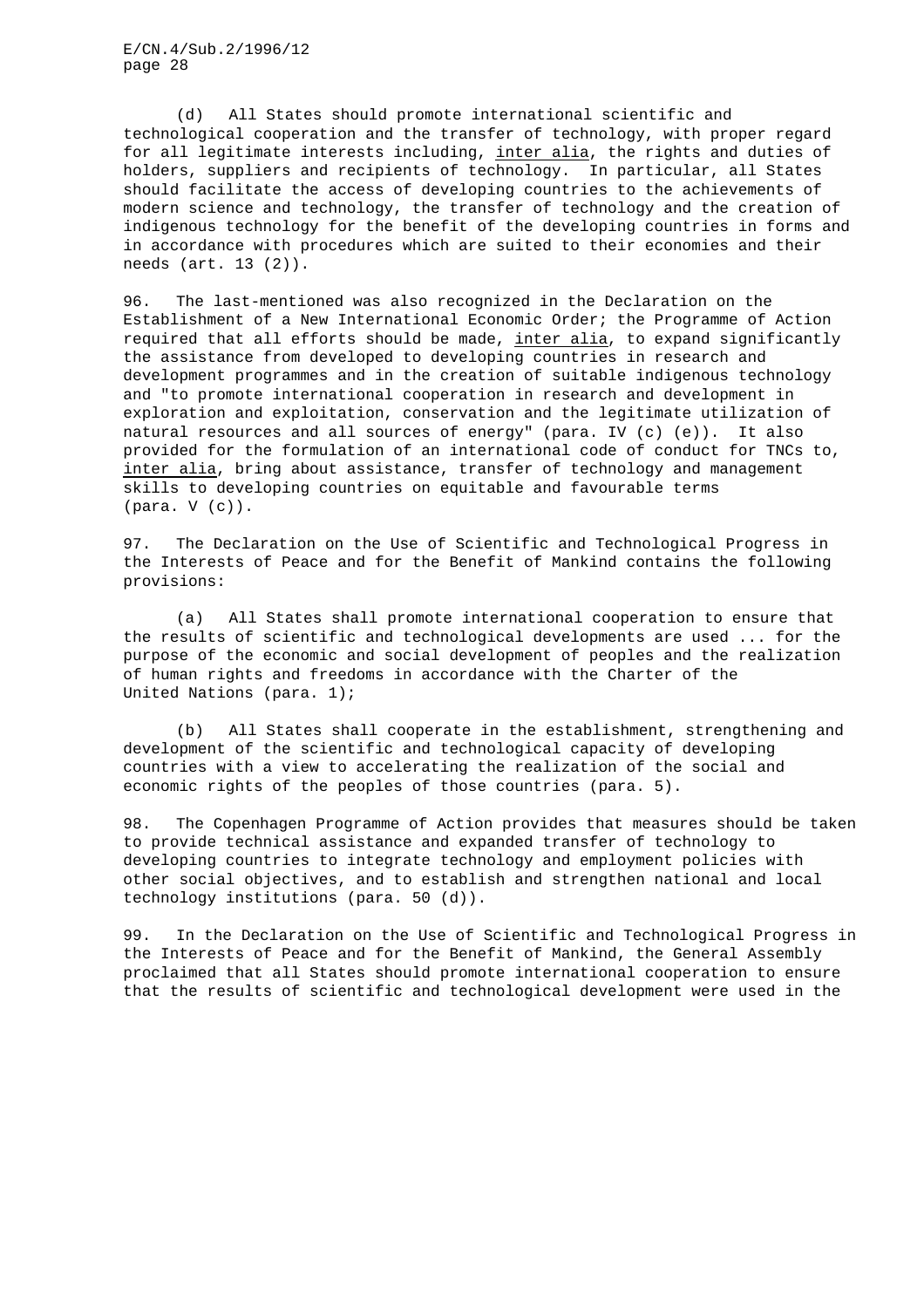(d) All States should promote international scientific and technological cooperation and the transfer of technology, with proper regard for all legitimate interests including, *inter alia*, the rights and duties of holders, suppliers and recipients of technology. In particular, all States should facilitate the access of developing countries to the achievements of modern science and technology, the transfer of technology and the creation of indigenous technology for the benefit of the developing countries in forms and in accordance with procedures which are suited to their economies and their needs (art. 13 (2)).

96. The last-mentioned was also recognized in the Declaration on the Establishment of a New International Economic Order; the Programme of Action required that all efforts should be made, *inter alia*, to expand significantly the assistance from developed to developing countries in research and development programmes and in the creation of suitable indigenous technology and "to promote international cooperation in research and development in exploration and exploitation, conservation and the legitimate utilization of natural resources and all sources of energy" (para. IV (c) (e)). It also provided for the formulation of an international code of conduct for TNCs to, *inter alia*, bring about assistance, transfer of technology and management skills to developing countries on equitable and favourable terms (para. V (c)).

97. The Declaration on the Use of Scientific and Technological Progress in the Interests of Peace and for the Benefit of Mankind contains the following provisions:

(a) All States shall promote international cooperation to ensure that the results of scientific and technological developments are used ... for the purpose of the economic and social development of peoples and the realization of human rights and freedoms in accordance with the Charter of the United Nations (para. 1);

(b) All States shall cooperate in the establishment, strengthening and development of the scientific and technological capacity of developing countries with a view to accelerating the realization of the social and economic rights of the peoples of those countries (para. 5).

98. The Copenhagen Programme of Action provides that measures should be taken to provide technical assistance and expanded transfer of technology to developing countries to integrate technology and employment policies with other social objectives, and to establish and strengthen national and local technology institutions (para. 50 (d)).

99. In the Declaration on the Use of Scientific and Technological Progress in the Interests of Peace and for the Benefit of Mankind, the General Assembly proclaimed that all States should promote international cooperation to ensure that the results of scientific and technological development were used in the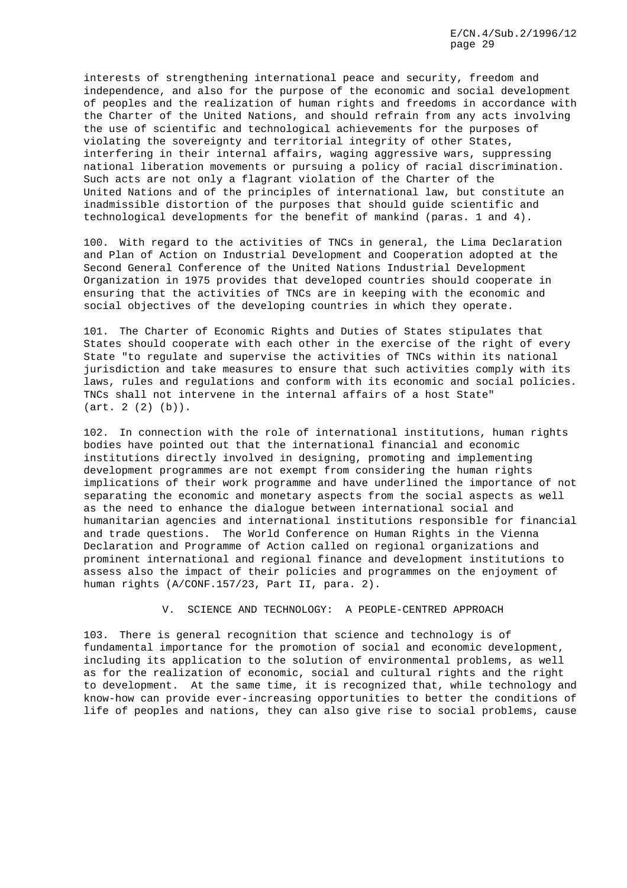interests of strengthening international peace and security, freedom and independence, and also for the purpose of the economic and social development of peoples and the realization of human rights and freedoms in accordance with the Charter of the United Nations, and should refrain from any acts involving the use of scientific and technological achievements for the purposes of violating the sovereignty and territorial integrity of other States, interfering in their internal affairs, waging aggressive wars, suppressing national liberation movements or pursuing a policy of racial discrimination. Such acts are not only a flagrant violation of the Charter of the United Nations and of the principles of international law, but constitute an inadmissible distortion of the purposes that should guide scientific and technological developments for the benefit of mankind (paras. 1 and 4).

100. With regard to the activities of TNCs in general, the Lima Declaration and Plan of Action on Industrial Development and Cooperation adopted at the Second General Conference of the United Nations Industrial Development Organization in 1975 provides that developed countries should cooperate in ensuring that the activities of TNCs are in keeping with the economic and social objectives of the developing countries in which they operate.

101. The Charter of Economic Rights and Duties of States stipulates that States should cooperate with each other in the exercise of the right of every State "to regulate and supervise the activities of TNCs within its national jurisdiction and take measures to ensure that such activities comply with its laws, rules and regulations and conform with its economic and social policies. TNCs shall not intervene in the internal affairs of a host State" (art. 2 (2) (b)).

102. In connection with the role of international institutions, human rights bodies have pointed out that the international financial and economic institutions directly involved in designing, promoting and implementing development programmes are not exempt from considering the human rights implications of their work programme and have underlined the importance of not separating the economic and monetary aspects from the social aspects as well as the need to enhance the dialogue between international social and humanitarian agencies and international institutions responsible for financial and trade questions. The World Conference on Human Rights in the Vienna Declaration and Programme of Action called on regional organizations and prominent international and regional finance and development institutions to assess also the impact of their policies and programmes on the enjoyment of human rights (A/CONF.157/23, Part II, para. 2).

## V. SCIENCE AND TECHNOLOGY: A PEOPLE-CENTRED APPROACH

103. There is general recognition that science and technology is of fundamental importance for the promotion of social and economic development, including its application to the solution of environmental problems, as well as for the realization of economic, social and cultural rights and the right to development. At the same time, it is recognized that, while technology and know-how can provide ever-increasing opportunities to better the conditions of life of peoples and nations, they can also give rise to social problems, cause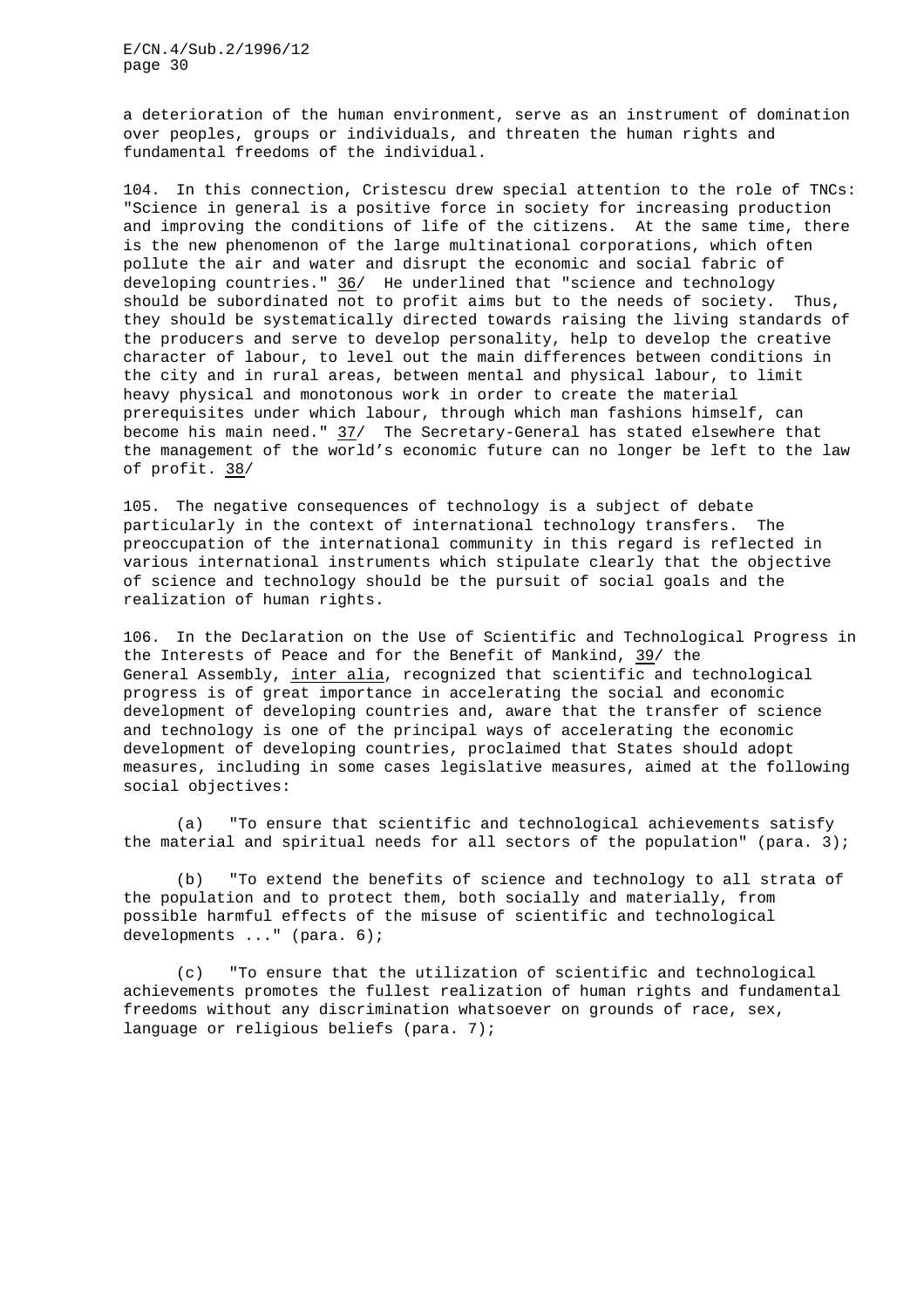a deterioration of the human environment, serve as an instrument of domination over peoples, groups or individuals, and threaten the human rights and fundamental freedoms of the individual.

104. In this connection, Cristescu drew special attention to the role of TNCs: "Science in general is a positive force in society for increasing production and improving the conditions of life of the citizens. At the same time, there is the new phenomenon of the large multinational corporations, which often pollute the air and water and disrupt the economic and social fabric of developing countries." 36/ He underlined that "science and technology should be subordinated not to profit aims but to the needs of society. Thus, they should be systematically directed towards raising the living standards of the producers and serve to develop personality, help to develop the creative character of labour, to level out the main differences between conditions in the city and in rural areas, between mental and physical labour, to limit heavy physical and monotonous work in order to create the material prerequisites under which labour, through which man fashions himself, can become his main need." 37/ The Secretary-General has stated elsewhere that the management of the world's economic future can no longer be left to the law of profit. 38/

105. The negative consequences of technology is a subject of debate particularly in the context of international technology transfers. The preoccupation of the international community in this regard is reflected in various international instruments which stipulate clearly that the objective of science and technology should be the pursuit of social goals and the realization of human rights.

106. In the Declaration on the Use of Scientific and Technological Progress in the Interests of Peace and for the Benefit of Mankind, 39/ the General Assembly, *inter alia*, recognized that scientific and technological progress is of great importance in accelerating the social and economic development of developing countries and, aware that the transfer of science and technology is one of the principal ways of accelerating the economic development of developing countries, proclaimed that States should adopt measures, including in some cases legislative measures, aimed at the following social objectives:

(a) "To ensure that scientific and technological achievements satisfy the material and spiritual needs for all sectors of the population" (para. 3);

(b) "To extend the benefits of science and technology to all strata of the population and to protect them, both socially and materially, from possible harmful effects of the misuse of scientific and technological developments ..." (para. 6);

(c) "To ensure that the utilization of scientific and technological achievements promotes the fullest realization of human rights and fundamental freedoms without any discrimination whatsoever on grounds of race, sex, language or religious beliefs (para. 7);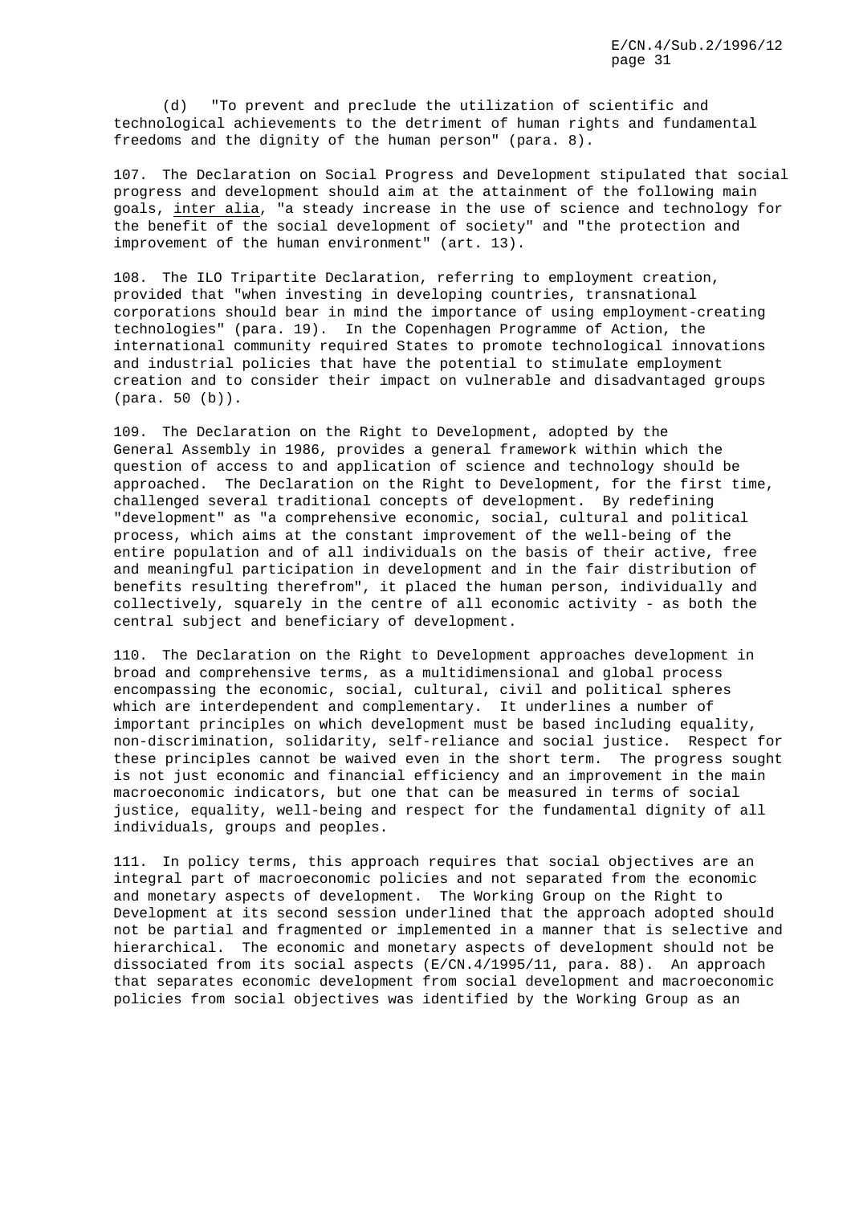(d) "To prevent and preclude the utilization of scientific and technological achievements to the detriment of human rights and fundamental freedoms and the dignity of the human person" (para. 8).

107. The Declaration on Social Progress and Development stipulated that social progress and development should aim at the attainment of the following main goals, inter alia, "a steady increase in the use of science and technology for the benefit of the social development of society" and "the protection and improvement of the human environment" (art. 13).

108. The ILO Tripartite Declaration, referring to employment creation, provided that "when investing in developing countries, transnational corporations should bear in mind the importance of using employment-creating technologies" (para. 19). In the Copenhagen Programme of Action, the international community required States to promote technological innovations and industrial policies that have the potential to stimulate employment creation and to consider their impact on vulnerable and disadvantaged groups (para. 50 (b)).

109. The Declaration on the Right to Development, adopted by the General Assembly in 1986, provides a general framework within which the question of access to and application of science and technology should be approached. The Declaration on the Right to Development, for the first time, challenged several traditional concepts of development. By redefining "development" as "a comprehensive economic, social, cultural and political process, which aims at the constant improvement of the well-being of the entire population and of all individuals on the basis of their active, free and meaningful participation in development and in the fair distribution of benefits resulting therefrom", it placed the human person, individually and collectively, squarely in the centre of all economic activity - as both the central subject and beneficiary of development.

110. The Declaration on the Right to Development approaches development in broad and comprehensive terms, as a multidimensional and global process encompassing the economic, social, cultural, civil and political spheres which are interdependent and complementary. It underlines a number of important principles on which development must be based including equality, non-discrimination, solidarity, self-reliance and social justice. Respect for these principles cannot be waived even in the short term. The progress sought is not just economic and financial efficiency and an improvement in the main macroeconomic indicators, but one that can be measured in terms of social justice, equality, well-being and respect for the fundamental dignity of all individuals, groups and peoples.

111. In policy terms, this approach requires that social objectives are an integral part of macroeconomic policies and not separated from the economic and monetary aspects of development. The Working Group on the Right to Development at its second session underlined that the approach adopted should not be partial and fragmented or implemented in a manner that is selective and hierarchical. The economic and monetary aspects of development should not be dissociated from its social aspects (E/CN.4/1995/11, para. 88). An approach that separates economic development from social development and macroeconomic policies from social objectives was identified by the Working Group as an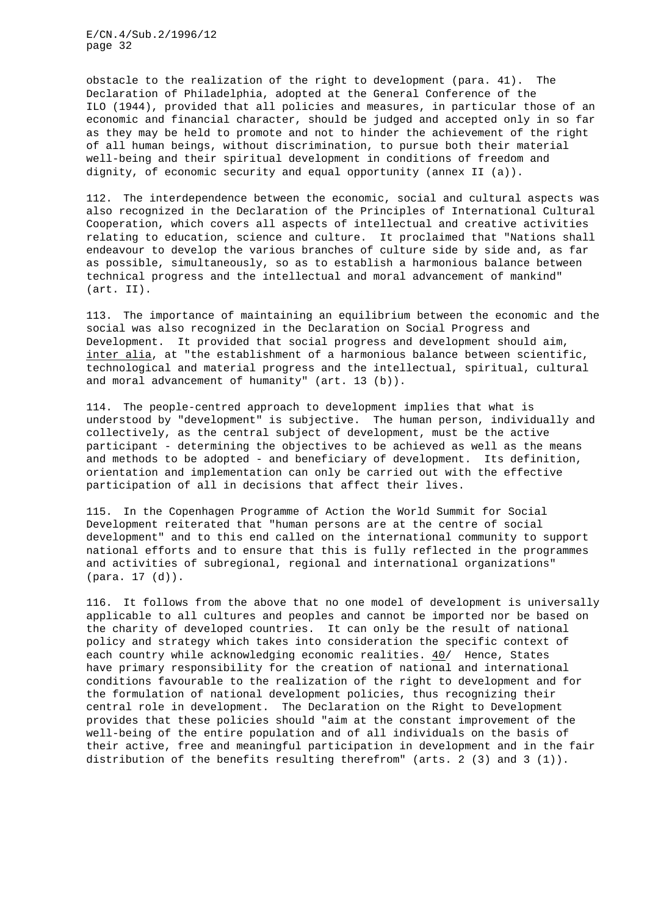obstacle to the realization of the right to development (para. 41). The Declaration of Philadelphia, adopted at the General Conference of the ILO (1944), provided that all policies and measures, in particular those of an economic and financial character, should be judged and accepted only in so far as they may be held to promote and not to hinder the achievement of the right of all human beings, without discrimination, to pursue both their material well-being and their spiritual development in conditions of freedom and dignity, of economic security and equal opportunity (annex II (a)).

112. The interdependence between the economic, social and cultural aspects was also recognized in the Declaration of the Principles of International Cultural Cooperation, which covers all aspects of intellectual and creative activities relating to education, science and culture. It proclaimed that "Nations shall endeavour to develop the various branches of culture side by side and, as far as possible, simultaneously, so as to establish a harmonious balance between technical progress and the intellectual and moral advancement of mankind" (art. II).

113. The importance of maintaining an equilibrium between the economic and the social was also recognized in the Declaration on Social Progress and Development. It provided that social progress and development should aim, inter alia, at "the establishment of a harmonious balance between scientific, technological and material progress and the intellectual, spiritual, cultural and moral advancement of humanity" (art. 13 (b)).

114. The people-centred approach to development implies that what is understood by "development" is subjective. The human person, individually and collectively, as the central subject of development, must be the active participant - determining the objectives to be achieved as well as the means and methods to be adopted - and beneficiary of development. Its definition, orientation and implementation can only be carried out with the effective participation of all in decisions that affect their lives.

115. In the Copenhagen Programme of Action the World Summit for Social Development reiterated that "human persons are at the centre of social development" and to this end called on the international community to support national efforts and to ensure that this is fully reflected in the programmes and activities of subregional, regional and international organizations" (para. 17 (d)).

116. It follows from the above that no one model of development is universally applicable to all cultures and peoples and cannot be imported nor be based on the charity of developed countries. It can only be the result of national policy and strategy which takes into consideration the specific context of each country while acknowledging economic realities. 40/ Hence, States have primary responsibility for the creation of national and international conditions favourable to the realization of the right to development and for the formulation of national development policies, thus recognizing their central role in development. The Declaration on the Right to Development provides that these policies should "aim at the constant improvement of the well-being of the entire population and of all individuals on the basis of their active, free and meaningful participation in development and in the fair distribution of the benefits resulting therefrom" (arts. 2 (3) and 3 (1)).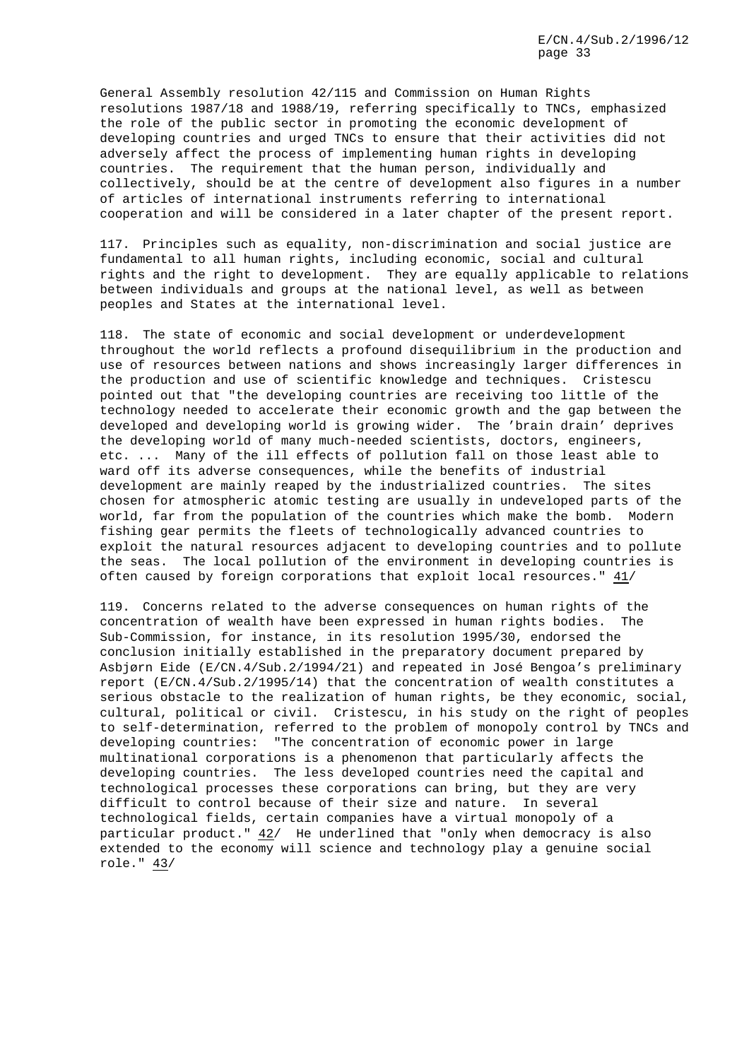General Assembly resolution 42/115 and Commission on Human Rights resolutions 1987/18 and 1988/19, referring specifically to TNCs, emphasized the role of the public sector in promoting the economic development of developing countries and urged TNCs to ensure that their activities did not adversely affect the process of implementing human rights in developing countries. The requirement that the human person, individually and collectively, should be at the centre of development also figures in a number of articles of international instruments referring to international cooperation and will be considered in a later chapter of the present report.

117. Principles such as equality, non-discrimination and social justice are fundamental to all human rights, including economic, social and cultural rights and the right to development. They are equally applicable to relations between individuals and groups at the national level, as well as between peoples and States at the international level.

118. The state of economic and social development or underdevelopment throughout the world reflects a profound disequilibrium in the production and use of resources between nations and shows increasingly larger differences in the production and use of scientific knowledge and techniques. Cristescu pointed out that "the developing countries are receiving too little of the technology needed to accelerate their economic growth and the gap between the developed and developing world is growing wider. The 'brain drain' deprives the developing world of many much-needed scientists, doctors, engineers, etc. ... Many of the ill effects of pollution fall on those least able to ward off its adverse consequences, while the benefits of industrial development are mainly reaped by the industrialized countries. The sites chosen for atmospheric atomic testing are usually in undeveloped parts of the world, far from the population of the countries which make the bomb. Modern fishing gear permits the fleets of technologically advanced countries to exploit the natural resources adjacent to developing countries and to pollute the seas. The local pollution of the environment in developing countries is often caused by foreign corporations that exploit local resources." 41/

119. Concerns related to the adverse consequences on human rights of the concentration of wealth have been expressed in human rights bodies. The Sub-Commission, for instance, in its resolution 1995/30, endorsed the conclusion initially established in the preparatory document prepared by Asbjørn Eide (E/CN.4/Sub.2/1994/21) and repeated in José Bengoa's preliminary report (E/CN.4/Sub.2/1995/14) that the concentration of wealth constitutes a serious obstacle to the realization of human rights, be they economic, social, cultural, political or civil. Cristescu, in his study on the right of peoples to self-determination, referred to the problem of monopoly control by TNCs and developing countries: "The concentration of economic power in large multinational corporations is a phenomenon that particularly affects the developing countries. The less developed countries need the capital and technological processes these corporations can bring, but they are very difficult to control because of their size and nature. In several technological fields, certain companies have a virtual monopoly of a particular product." 42/ He underlined that "only when democracy is also extended to the economy will science and technology play a genuine social role." 43/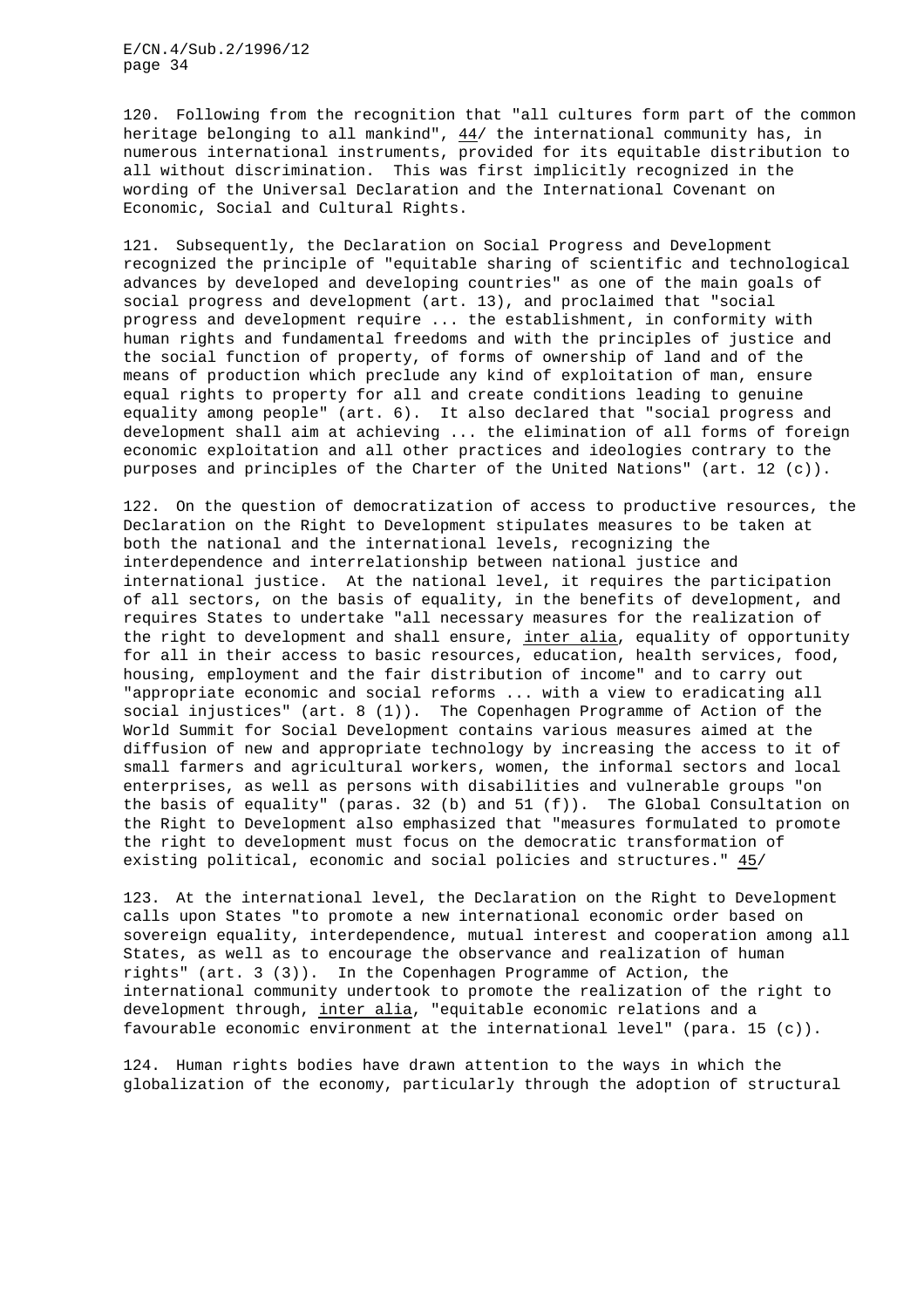120. Following from the recognition that "all cultures form part of the common heritage belonging to all mankind", 44/ the international community has, in numerous international instruments, provided for its equitable distribution to all without discrimination. This was first implicitly recognized in the wording of the Universal Declaration and the International Covenant on Economic, Social and Cultural Rights.

121. Subsequently, the Declaration on Social Progress and Development recognized the principle of "equitable sharing of scientific and technological advances by developed and developing countries" as one of the main goals of social progress and development (art. 13), and proclaimed that "social progress and development require ... the establishment, in conformity with human rights and fundamental freedoms and with the principles of justice and the social function of property, of forms of ownership of land and of the means of production which preclude any kind of exploitation of man, ensure equal rights to property for all and create conditions leading to genuine equality among people" (art. 6). It also declared that "social progress and development shall aim at achieving ... the elimination of all forms of foreign economic exploitation and all other practices and ideologies contrary to the purposes and principles of the Charter of the United Nations" (art. 12 (c)).

122. On the question of democratization of access to productive resources, the Declaration on the Right to Development stipulates measures to be taken at both the national and the international levels, recognizing the interdependence and interrelationship between national justice and international justice. At the national level, it requires the participation of all sectors, on the basis of equality, in the benefits of development, and requires States to undertake "all necessary measures for the realization of the right to development and shall ensure, inter alia, equality of opportunity for all in their access to basic resources, education, health services, food, housing, employment and the fair distribution of income" and to carry out "appropriate economic and social reforms ... with a view to eradicating all social injustices" (art. 8 (1)). The Copenhagen Programme of Action of the World Summit for Social Development contains various measures aimed at the diffusion of new and appropriate technology by increasing the access to it of small farmers and agricultural workers, women, the informal sectors and local enterprises, as well as persons with disabilities and vulnerable groups "on the basis of equality" (paras. 32 (b) and 51 (f)). The Global Consultation on the Right to Development also emphasized that "measures formulated to promote the right to development must focus on the democratic transformation of existing political, economic and social policies and structures." 45/

123. At the international level, the Declaration on the Right to Development calls upon States "to promote a new international economic order based on sovereign equality, interdependence, mutual interest and cooperation among all States, as well as to encourage the observance and realization of human rights" (art. 3 (3)). In the Copenhagen Programme of Action, the international community undertook to promote the realization of the right to development through, inter alia, "equitable economic relations and a favourable economic environment at the international level" (para. 15 (c)).

124. Human rights bodies have drawn attention to the ways in which the globalization of the economy, particularly through the adoption of structural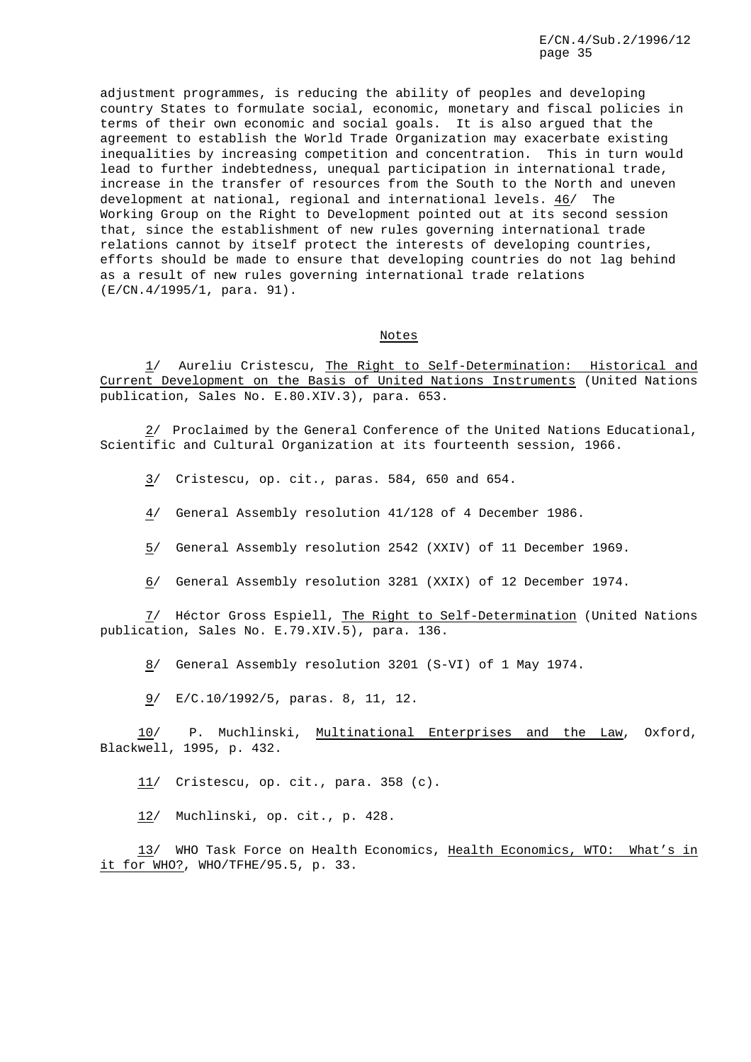adjustment programmes, is reducing the ability of peoples and developing country States to formulate social, economic, monetary and fiscal policies in terms of their own economic and social goals. It is also argued that the agreement to establish the World Trade Organization may exacerbate existing inequalities by increasing competition and concentration. This in turn would lead to further indebtedness, unequal participation in international trade, increase in the transfer of resources from the South to the North and uneven development at national, regional and international levels. 46/ The Working Group on the Right to Development pointed out at its second session that, since the establishment of new rules governing international trade relations cannot by itself protect the interests of developing countries, efforts should be made to ensure that developing countries do not lag behind as a result of new rules governing international trade relations (E/CN.4/1995/1, para. 91).

## Notes

1/ Aureliu Cristescu, The Right to Self-Determination: Historical and Current Development on the Basis of United Nations Instruments (United Nations publication, Sales No. E.80.XIV.3), para. 653.

2/ Proclaimed by the General Conference of the United Nations Educational, Scientific and Cultural Organization at its fourteenth session, 1966.

3/ Cristescu, op. cit., paras. 584, 650 and 654.

4/ General Assembly resolution 41/128 of 4 December 1986.

5/ General Assembly resolution 2542 (XXIV) of 11 December 1969.

6/ General Assembly resolution 3281 (XXIX) of 12 December 1974.

7/ Héctor Gross Espiell, The Right to Self-Determination (United Nations publication, Sales No. E.79.XIV.5), para. 136.

8/ General Assembly resolution 3201 (S-VI) of 1 May 1974.

9/ E/C.10/1992/5, paras. 8, 11, 12.

10/ P. Muchlinski, Multinational Enterprises and the Law, Oxford, Blackwell, 1995, p. 432.

11/ Cristescu, op. cit., para. 358 (c).

12/ Muchlinski, op. cit., p. 428.

13/ WHO Task Force on Health Economics, Health Economics, WTO: What's in it for WHO?, WHO/TFHE/95.5, p. 33.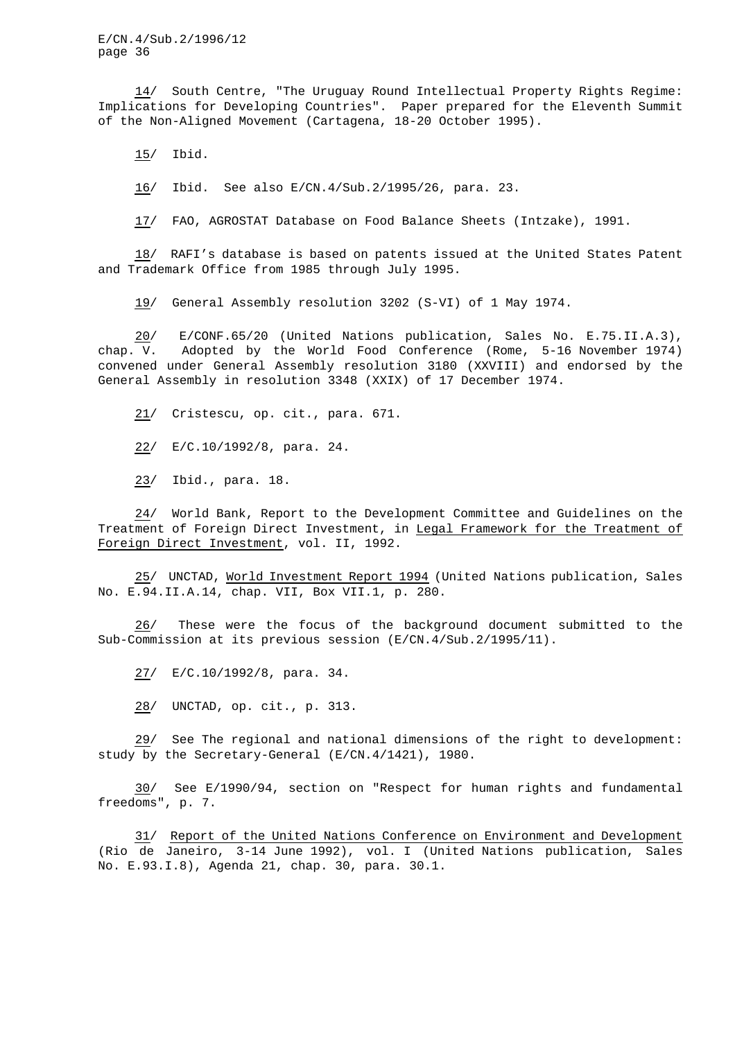14/ South Centre, "The Uruguay Round Intellectual Property Rights Regime: Implications for Developing Countries". Paper prepared for the Eleventh Summit of the Non-Aligned Movement (Cartagena, 18-20 October 1995).

15/ Ibid.

16/ Ibid. See also E/CN.4/Sub.2/1995/26, para. 23.

17/ FAO, AGROSTAT Database on Food Balance Sheets (Intzake), 1991.

18/ RAFI's database is based on patents issued at the United States Patent and Trademark Office from 1985 through July 1995.

19/ General Assembly resolution 3202 (S-VI) of 1 May 1974.

20/ E/CONF.65/20 (United Nations publication, Sales No. E.75.II.A.3), chap. V. Adopted by the World Food Conference (Rome, 5-16 November 1974) convened under General Assembly resolution 3180 (XXVIII) and endorsed by the General Assembly in resolution 3348 (XXIX) of 17 December 1974.

21/ Cristescu, op. cit., para. 671.

22/ E/C.10/1992/8, para. 24.

23/ Ibid., para. 18.

24/ World Bank, Report to the Development Committee and Guidelines on the Treatment of Foreign Direct Investment, in Legal Framework for the Treatment of Foreign Direct Investment, vol. II, 1992.

25/ UNCTAD, World Investment Report 1994 (United Nations publication, Sales No. E.94.II.A.14, chap. VII, Box VII.1, p. 280.

26/ These were the focus of the background document submitted to the Sub-Commission at its previous session (E/CN.4/Sub.2/1995/11).

27/ E/C.10/1992/8, para. 34.

28/ UNCTAD, op. cit., p. 313.

29/ See The regional and national dimensions of the right to development: study by the Secretary-General (E/CN.4/1421), 1980.

30/ See E/1990/94, section on "Respect for human rights and fundamental freedoms", p. 7.

31/ Report of the United Nations Conference on Environment and Development (Rio de Janeiro, 3-14 June 1992), vol. I (United Nations publication, Sales No. E.93.I.8), Agenda 21, chap. 30, para. 30.1.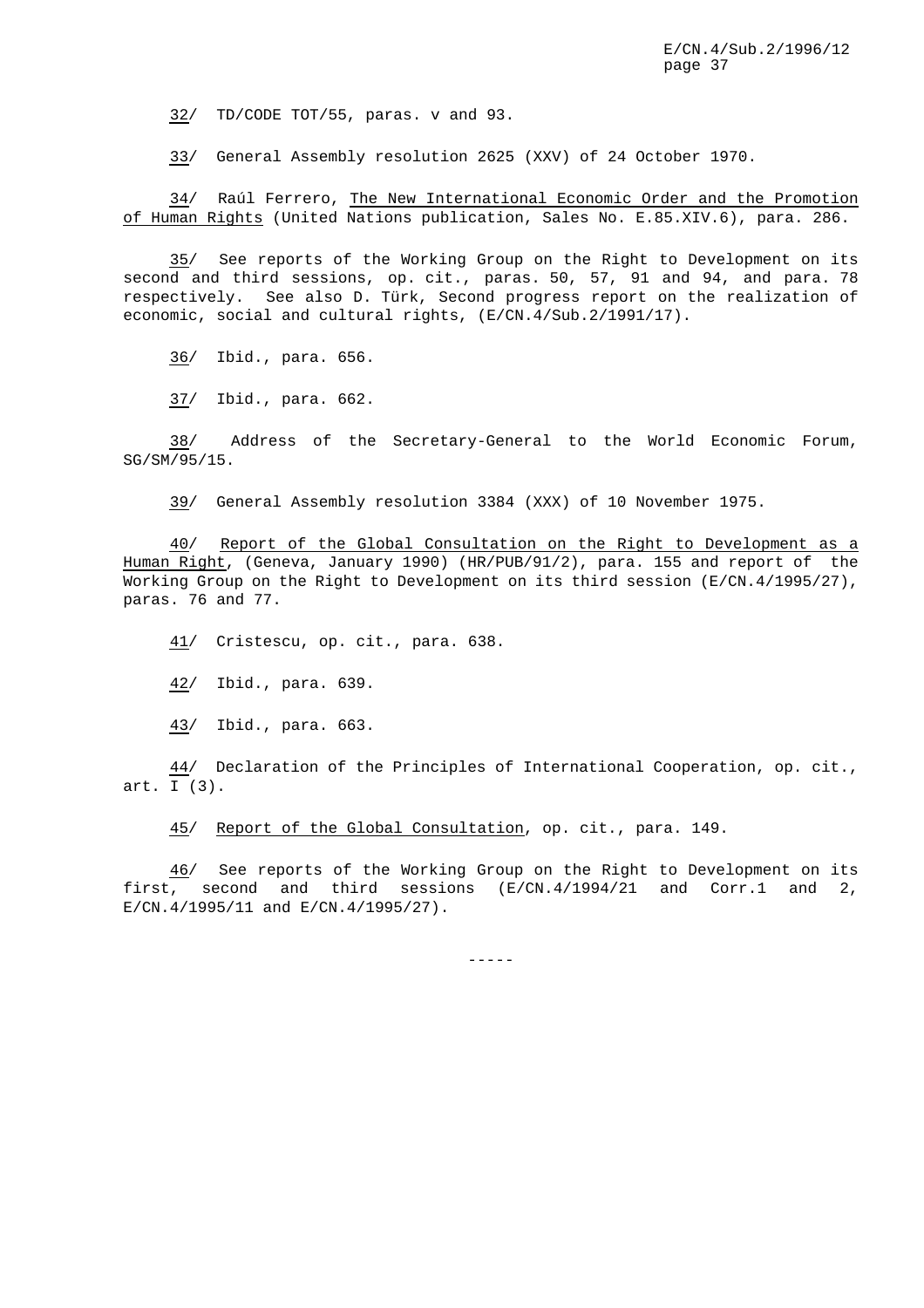32/ TD/CODE TOT/55, paras. v and 93.

33/ General Assembly resolution 2625 (XXV) of 24 October 1970.

34/ Raúl Ferrero, The New International Economic Order and the Promotion of Human Rights (United Nations publication, Sales No. E.85.XIV.6), para. 286.

35/ See reports of the Working Group on the Right to Development on its second and third sessions, op. cit., paras. 50, 57, 91 and 94, and para. 78 respectively. See also D. Türk, Second progress report on the realization of economic, social and cultural rights, (E/CN.4/Sub.2/1991/17).

36/ Ibid., para. 656.

37/ Ibid., para. 662.

38/ Address of the Secretary-General to the World Economic Forum, SG/SM/95/15.

39/ General Assembly resolution 3384 (XXX) of 10 November 1975.

40/ Report of the Global Consultation on the Right to Development as a Human Right, (Geneva, January 1990) (HR/PUB/91/2), para. 155 and report of the Working Group on the Right to Development on its third session (E/CN.4/1995/27), paras. 76 and 77.

41/ Cristescu, op. cit., para. 638.

42/ Ibid., para. 639.

43/ Ibid., para. 663.

44/ Declaration of the Principles of International Cooperation, op. cit., art. I (3).

45/ Report of the Global Consultation, op. cit., para. 149.

46/ See reports of the Working Group on the Right to Development on its first, second and third sessions (E/CN.4/1994/21 and Corr.1 and 2, E/CN.4/1995/11 and E/CN.4/1995/27).

-----